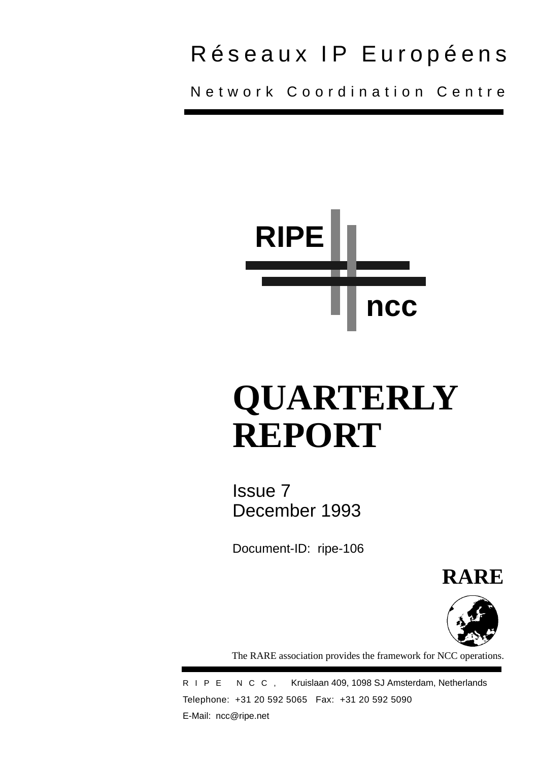Réseaux IP Européens

Network Coordination Centre

RIPE ncc

# QUARTERLY REPORT

Issue 7
December 1993

Document-ID: ripe-106

RARE

The RARE association provides the framework for NCC operations.

RIPE NCC, Kruislaan 409, 1098 SJ Amsterdam, Netherlands

Telephone: +31 20 592 5065 Fax: +31 20 592 5090

E-Mail: ncc@ripe.net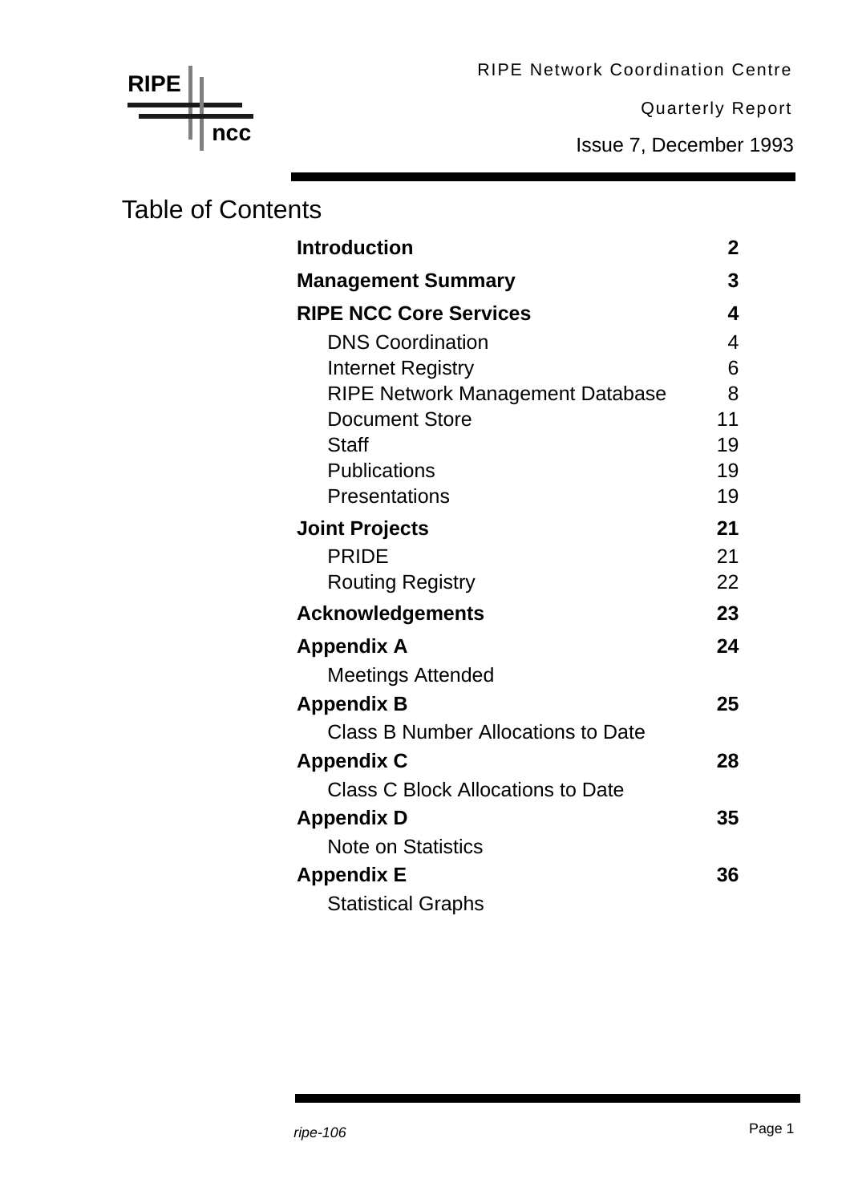RIPE ncc

RIPE Network Coordination Centre

Quarterly Report

Issue 7, December 1993

# Table of Contents

| | |
|---|---|
| **Introduction** | **2** |
| **Management Summary** | **3** |
| **RIPE NCC Core Services** | **4** |
| DNS Coordination | 4 |
| Internet Registry | 6 |
| RIPE Network Management Database | 8 |
| Document Store | 11 |
| Staff | 19 |
| Publications | 19 |
| Presentations | 19 |
| **Joint Projects** | **21** |
| PRIDE | 21 |
| Routing Registry | 22 |
| **Acknowledgements** | **23** |
| **Appendix A** | **24** |
| Meetings Attended | |
| **Appendix B** | **25** |
| Class B Number Allocations to Date | |
| **Appendix C** | **28** |
| Class C Block Allocations to Date | |
| **Appendix D** | **35** |
| Note on Statistics | |
| **Appendix E** | **36** |
| Statistical Graphs | |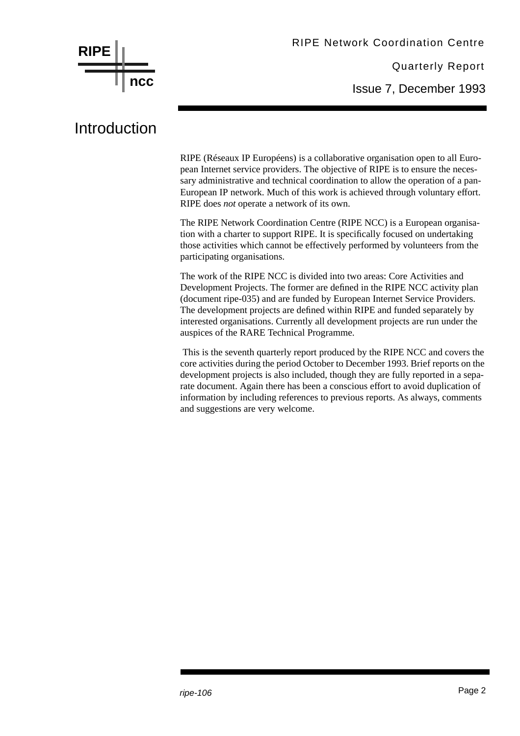# Introduction

RIPE (Réseaux IP Européens) is a collaborative organisation open to all European Internet service providers. The objective of RIPE is to ensure the necessary administrative and technical coordination to allow the operation of a pan-European IP network. Much of this work is achieved through voluntary effort. RIPE does *not* operate a network of its own.

The RIPE Network Coordination Centre (RIPE NCC) is a European organisation with a charter to support RIPE. It is specifically focused on undertaking those activities which cannot be effectively performed by volunteers from the participating organisations.

The work of the RIPE NCC is divided into two areas: Core Activities and Development Projects. The former are defined in the RIPE NCC activity plan (document ripe-035) and are funded by European Internet Service Providers. The development projects are defined within RIPE and funded separately by interested organisations. Currently all development projects are run under the auspices of the RARE Technical Programme.

This is the seventh quarterly report produced by the RIPE NCC and covers the core activities during the period October to December 1993. Brief reports on the development projects is also included, though they are fully reported in a separate document. Again there has been a conscious effort to avoid duplication of information by including references to previous reports. As always, comments and suggestions are very welcome.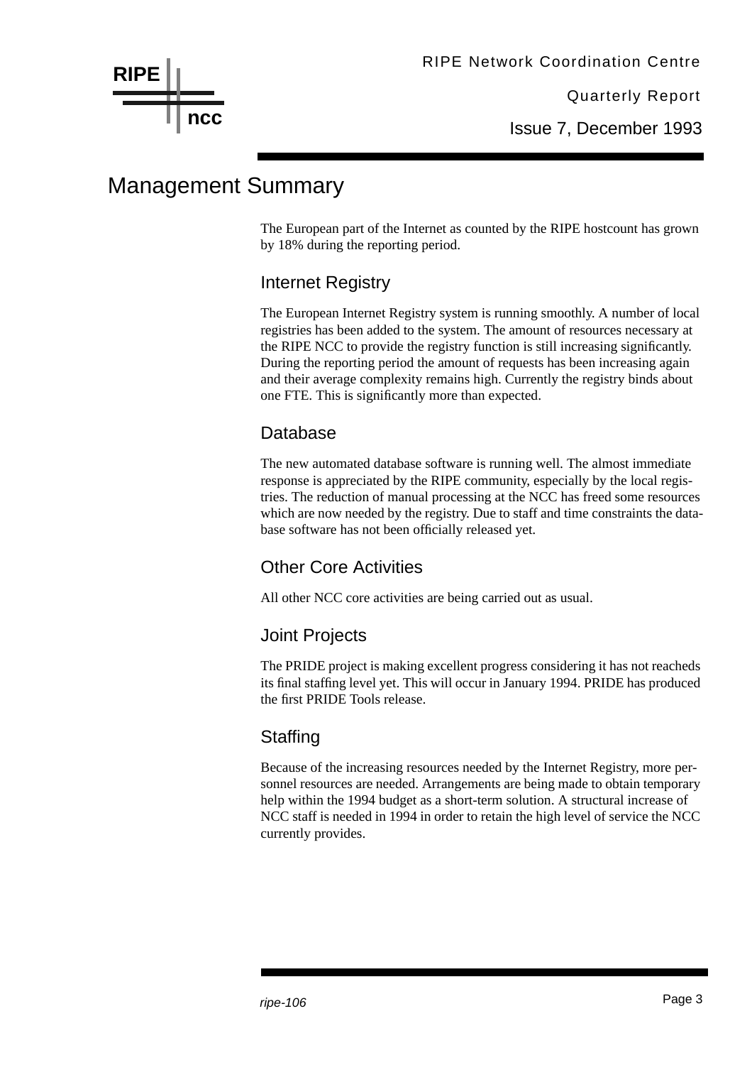# Management Summary

The European part of the Internet as counted by the RIPE hostcount has grown by 18% during the reporting period.

## Internet Registry

The European Internet Registry system is running smoothly. A number of local registries has been added to the system. The amount of resources necessary at the RIPE NCC to provide the registry function is still increasing significantly. During the reporting period the amount of requests has been increasing again and their average complexity remains high. Currently the registry binds about one FTE. This is significantly more than expected.

## Database

The new automated database software is running well. The almost immediate response is appreciated by the RIPE community, especially by the local registries. The reduction of manual processing at the NCC has freed some resources which are now needed by the registry. Due to staff and time constraints the database software has not been officially released yet.

## Other Core Activities

All other NCC core activities are being carried out as usual.

## Joint Projects

The PRIDE project is making excellent progress considering it has not reacheds its final staffing level yet. This will occur in January 1994. PRIDE has produced the first PRIDE Tools release.

## Staffing

Because of the increasing resources needed by the Internet Registry, more personnel resources are needed. Arrangements are being made to obtain temporary help within the 1994 budget as a short-term solution. A structural increase of NCC staff is needed in 1994 in order to retain the high level of service the NCC currently provides.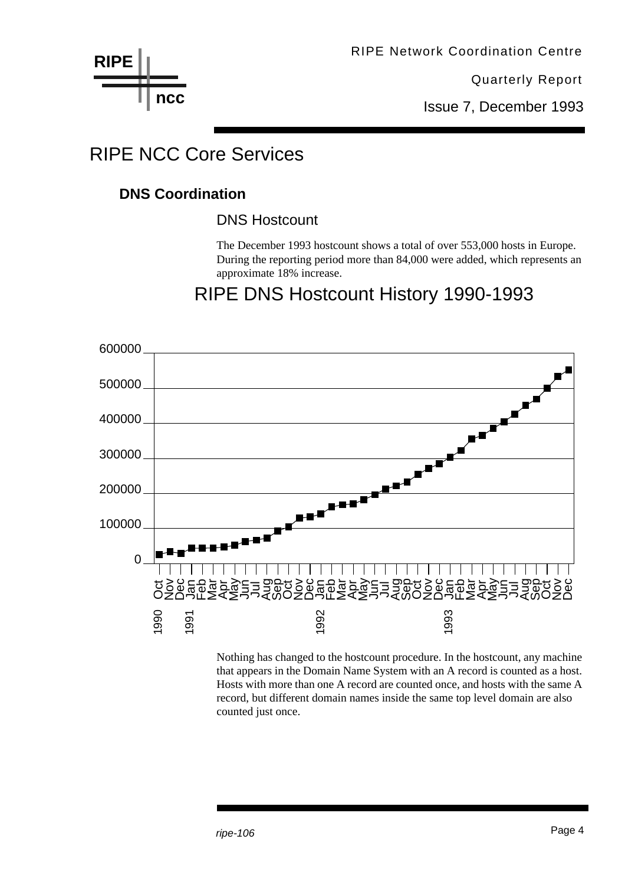# RIPE NCC Core Services

## DNS Coordination

### DNS Hostcount

The December 1993 hostcount shows a total of over 553,000 hosts in Europe. During the reporting period more than 84,000 were added, which represents an approximate 18% increase.

RIPE DNS Hostcount History 1990-1993

Nothing has changed to the hostcount procedure. In the hostcount, any machine that appears in the Domain Name System with an A record is counted as a host. Hosts with more than one A record are counted once, and hosts with the same A record, but different domain names inside the same top level domain are also counted just once.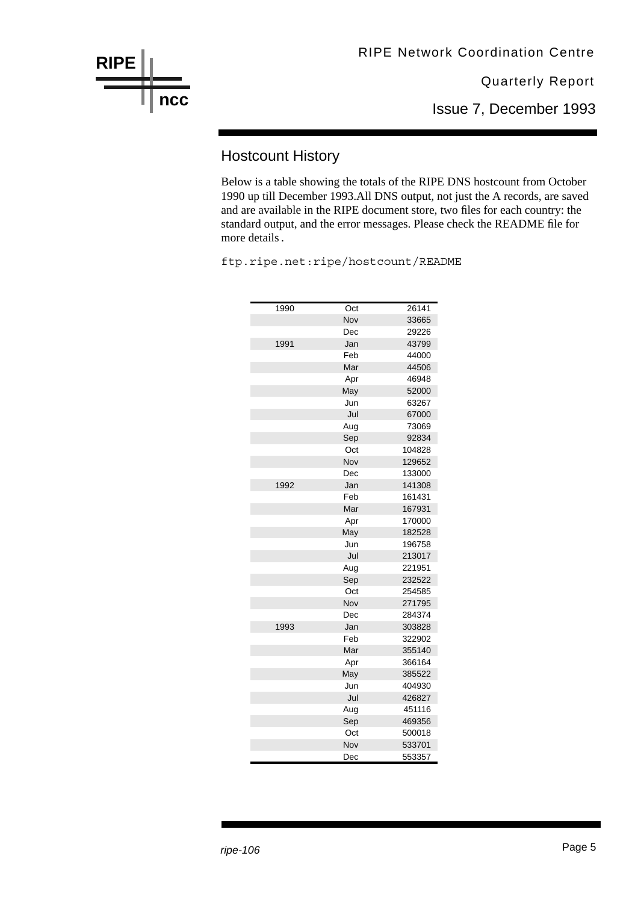## Hostcount History

Below is a table showing the totals of the RIPE DNS hostcount from October 1990 up till December 1993.All DNS output, not just the A records, are saved and are available in the RIPE document store, two files for each country: the standard output, and the error messages. Please check the README file for more details.

```
ftp.ripe.net:ripe/hostcount/README
```

| | | |
|---|---|---|
| 1990 | Oct | 26141 |
| | Nov | 33665 |
| | Dec | 29226 |
| 1991 | Jan | 43799 |
| | Feb | 44000 |
| | Mar | 44506 |
| | Apr | 46948 |
| | May | 52000 |
| | Jun | 63267 |
| | Jul | 67000 |
| | Aug | 73069 |
| | Sep | 92834 |
| | Oct | 104828 |
| | Nov | 129652 |
| | Dec | 133000 |
| 1992 | Jan | 141308 |
| | Feb | 161431 |
| | Mar | 167931 |
| | Apr | 170000 |
| | May | 182528 |
| | Jun | 196758 |
| | Jul | 213017 |
| | Aug | 221951 |
| | Sep | 232522 |
| | Oct | 254585 |
| | Nov | 271795 |
| | Dec | 284374 |
| 1993 | Jan | 303828 |
| | Feb | 322902 |
| | Mar | 355140 |
| | Apr | 366164 |
| | May | 385522 |
| | Jun | 404930 |
| | Jul | 426827 |
| | Aug | 451116 |
| | Sep | 469356 |
| | Oct | 500018 |
| | Nov | 533701 |
| | Dec | 553357 |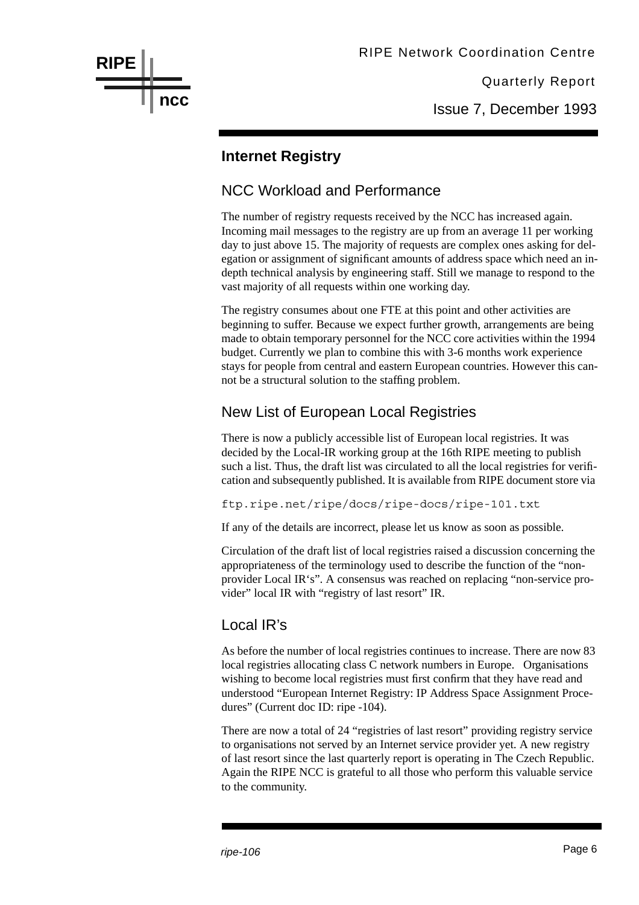## Internet Registry

### NCC Workload and Performance

The number of registry requests received by the NCC has increased again. Incoming mail messages to the registry are up from an average 11 per working day to just above 15. The majority of requests are complex ones asking for delegation or assignment of significant amounts of address space which need an in-depth technical analysis by engineering staff. Still we manage to respond to the vast majority of all requests within one working day.

The registry consumes about one FTE at this point and other activities are beginning to suffer. Because we expect further growth, arrangements are being made to obtain temporary personnel for the NCC core activities within the 1994 budget. Currently we plan to combine this with 3-6 months work experience stays for people from central and eastern European countries. However this cannot be a structural solution to the staffing problem.

### New List of European Local Registries

There is now a publicly accessible list of European local registries. It was decided by the Local-IR working group at the 16th RIPE meeting to publish such a list. Thus, the draft list was circulated to all the local registries for verification and subsequently published. It is available from RIPE document store via

```
ftp.ripe.net/ripe/docs/ripe-docs/ripe-101.txt
```

If any of the details are incorrect, please let us know as soon as possible.

Circulation of the draft list of local registries raised a discussion concerning the appropriateness of the terminology used to describe the function of the "non-provider Local IR's". A consensus was reached on replacing "non-service provider" local IR with "registry of last resort" IR.

### Local IR's

As before the number of local registries continues to increase. There are now 83 local registries allocating class C network numbers in Europe. Organisations wishing to become local registries must first confirm that they have read and understood "European Internet Registry: IP Address Space Assignment Procedures" (Current doc ID: ripe -104).

There are now a total of 24 "registries of last resort" providing registry service to organisations not served by an Internet service provider yet. A new registry of last resort since the last quarterly report is operating in The Czech Republic. Again the RIPE NCC is grateful to all those who perform this valuable service to the community.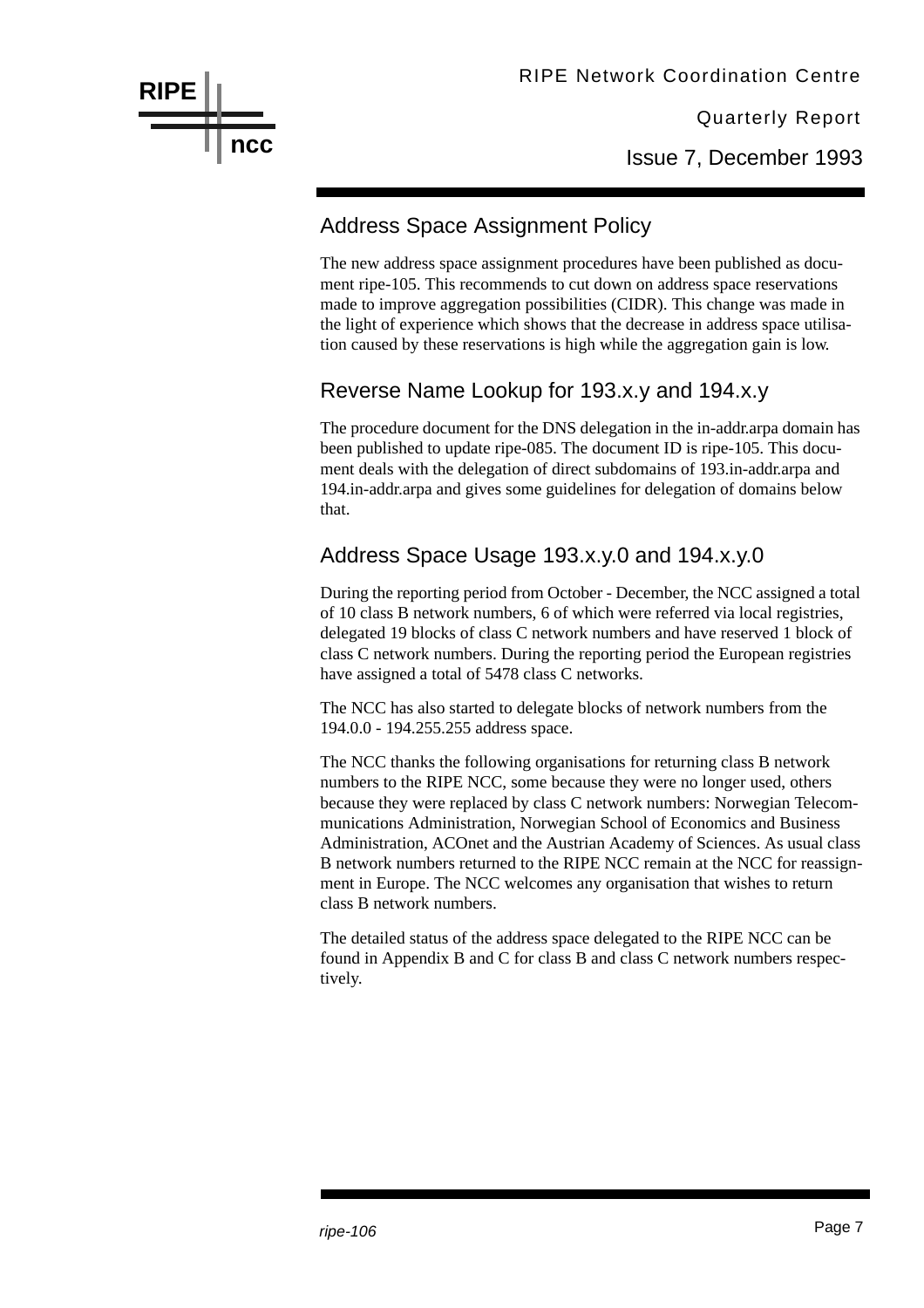## Address Space Assignment Policy

The new address space assignment procedures have been published as document ripe-105. This recommends to cut down on address space reservations made to improve aggregation possibilities (CIDR). This change was made in the light of experience which shows that the decrease in address space utilisation caused by these reservations is high while the aggregation gain is low.

## Reverse Name Lookup for 193.x.y and 194.x.y

The procedure document for the DNS delegation in the in-addr.arpa domain has been published to update ripe-085. The document ID is ripe-105. This document deals with the delegation of direct subdomains of 193.in-addr.arpa and 194.in-addr.arpa and gives some guidelines for delegation of domains below that.

## Address Space Usage 193.x.y.0 and 194.x.y.0

During the reporting period from October - December, the NCC assigned a total of 10 class B network numbers, 6 of which were referred via local registries, delegated 19 blocks of class C network numbers and have reserved 1 block of class C network numbers. During the reporting period the European registries have assigned a total of 5478 class C networks.

The NCC has also started to delegate blocks of network numbers from the 194.0.0 - 194.255.255 address space.

The NCC thanks the following organisations for returning class B network numbers to the RIPE NCC, some because they were no longer used, others because they were replaced by class C network numbers: Norwegian Telecommunications Administration, Norwegian School of Economics and Business Administration, ACOnet and the Austrian Academy of Sciences. As usual class B network numbers returned to the RIPE NCC remain at the NCC for reassignment in Europe. The NCC welcomes any organisation that wishes to return class B network numbers.

The detailed status of the address space delegated to the RIPE NCC can be found in Appendix B and C for class B and class C network numbers respectively.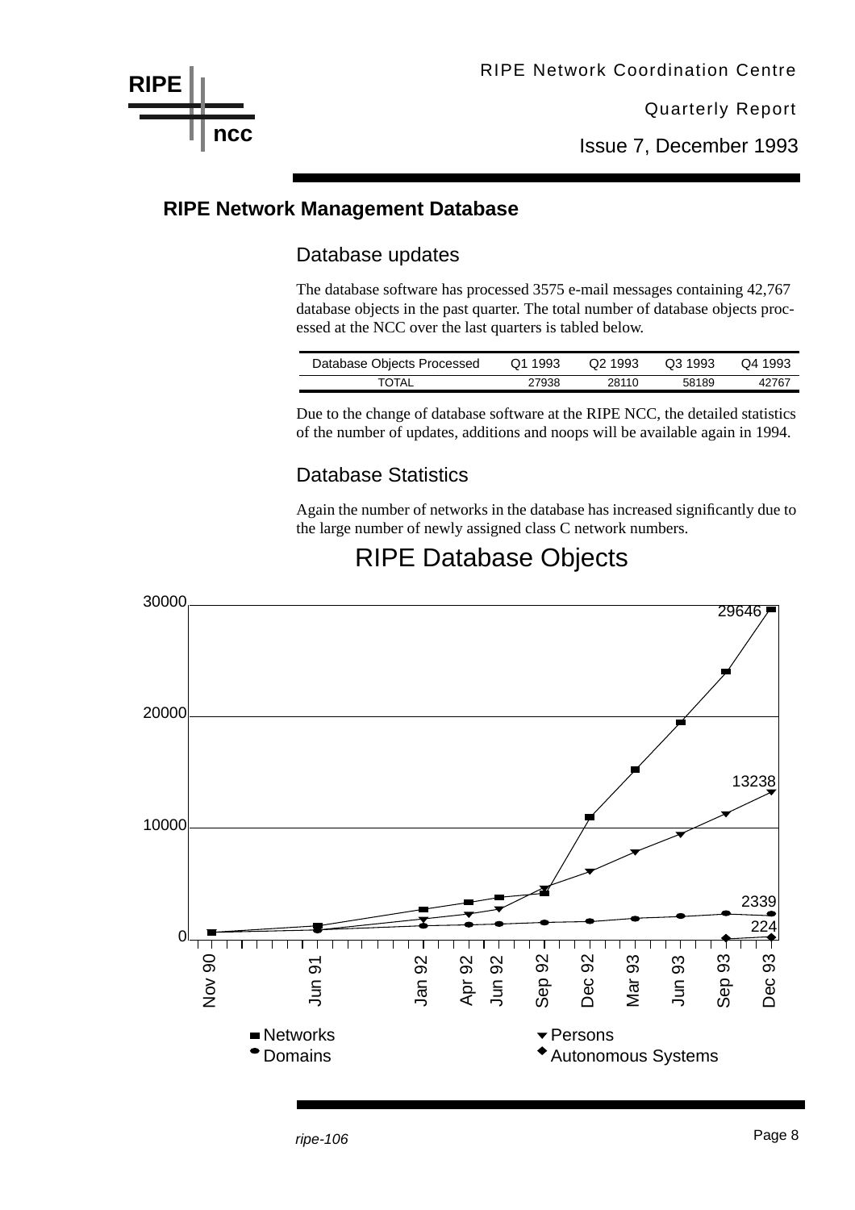## RIPE Network Management Database

### Database updates

The database software has processed 3575 e-mail messages containing 42,767 database objects in the past quarter. The total number of database objects processed at the NCC over the last quarters is tabled below.

| Database Objects Processed | Q1 1993 | Q2 1993 | Q3 1993 | Q4 1993 |
|---|---|---|---|---|
| TOTAL | 27938 | 28110 | 58189 | 42767 |

Due to the change of database software at the RIPE NCC, the detailed statistics of the number of updates, additions and noops will be available again in 1994.

### Database Statistics

Again the number of networks in the database has increased significantly due to the large number of newly assigned class C network numbers.

RIPE Database Objects

0 10000 20000 30000

29646

13238

2339

224

Nov 90 Jun 91 Jan 92 Apr 92 Jun 92 Sep 92 Dec 92 Mar 93 Jun 93 Sep 93 Dec 93

Networks Persons Domains Autonomous Systems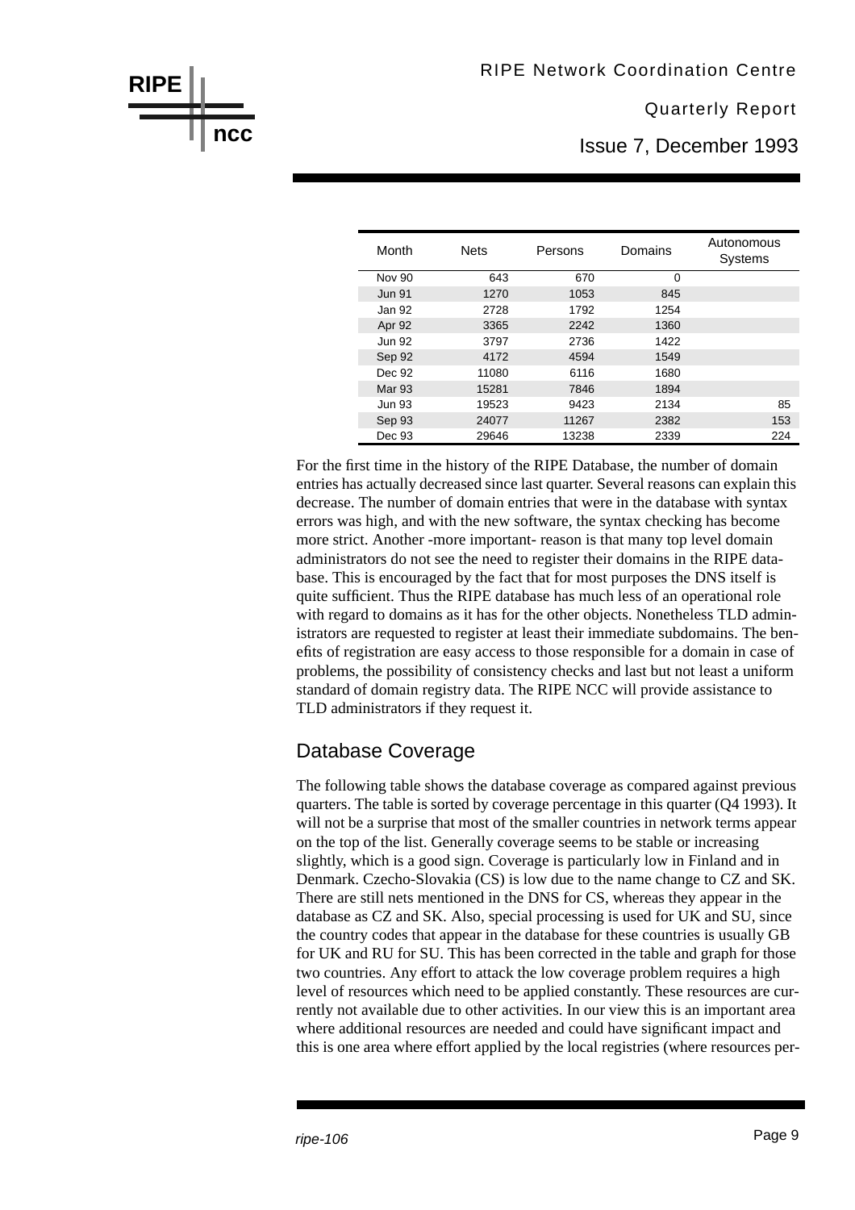| Month | Nets | Persons | Domains | Autonomous Systems |
|---|---|---|---|---|
| Nov 90 | 643 | 670 | 0 | |
| Jun 91 | 1270 | 1053 | 845 | |
| Jan 92 | 2728 | 1792 | 1254 | |
| Apr 92 | 3365 | 2242 | 1360 | |
| Jun 92 | 3797 | 2736 | 1422 | |
| Sep 92 | 4172 | 4594 | 1549 | |
| Dec 92 | 11080 | 6116 | 1680 | |
| Mar 93 | 15281 | 7846 | 1894 | |
| Jun 93 | 19523 | 9423 | 2134 | 85 |
| Sep 93 | 24077 | 11267 | 2382 | 153 |
| Dec 93 | 29646 | 13238 | 2339 | 224 |

For the first time in the history of the RIPE Database, the number of domain entries has actually decreased since last quarter. Several reasons can explain this decrease. The number of domain entries that were in the database with syntax errors was high, and with the new software, the syntax checking has become more strict. Another -more important- reason is that many top level domain administrators do not see the need to register their domains in the RIPE database. This is encouraged by the fact that for most purposes the DNS itself is quite sufficient. Thus the RIPE database has much less of an operational role with regard to domains as it has for the other objects. Nonetheless TLD administrators are requested to register at least their immediate subdomains. The benefits of registration are easy access to those responsible for a domain in case of problems, the possibility of consistency checks and last but not least a uniform standard of domain registry data. The RIPE NCC will provide assistance to TLD administrators if they request it.

## Database Coverage

The following table shows the database coverage as compared against previous quarters. The table is sorted by coverage percentage in this quarter (Q4 1993). It will not be a surprise that most of the smaller countries in network terms appear on the top of the list. Generally coverage seems to be stable or increasing slightly, which is a good sign. Coverage is particularly low in Finland and in Denmark. Czecho-Slovakia (CS) is low due to the name change to CZ and SK. There are still nets mentioned in the DNS for CS, whereas they appear in the database as CZ and SK. Also, special processing is used for UK and SU, since the country codes that appear in the database for these countries is usually GB for UK and RU for SU. This has been corrected in the table and graph for those two countries. Any effort to attack the low coverage problem requires a high level of resources which need to be applied constantly. These resources are currently not available due to other activities. In our view this is an important area where additional resources are needed and could have significant impact and this is one area where effort applied by the local registries (where resources per-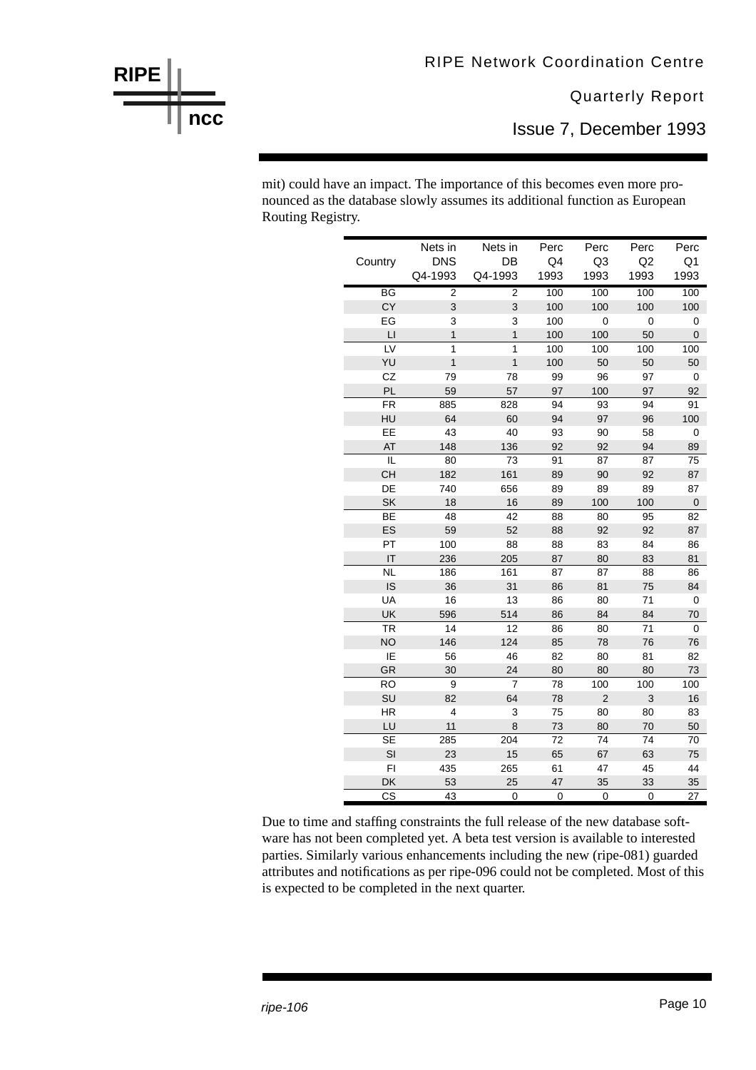mit) could have an impact. The importance of this becomes even more pronounced as the database slowly assumes its additional function as European Routing Registry.

| Country | Nets in DNS Q4-1993 | Nets in DB Q4-1993 | Perc Q4 1993 | Perc Q3 1993 | Perc Q2 1993 | Perc Q1 1993 |
|---|---|---|---|---|---|---|
| BG | 2 | 2 | 100 | 100 | 100 | 100 |
| CY | 3 | 3 | 100 | 100 | 100 | 100 |
| EG | 3 | 3 | 100 | 0 | 0 | 0 |
| LI | 1 | 1 | 100 | 100 | 50 | 0 |
| LV | 1 | 1 | 100 | 100 | 100 | 100 |
| YU | 1 | 1 | 100 | 50 | 50 | 50 |
| CZ | 79 | 78 | 99 | 96 | 97 | 0 |
| PL | 59 | 57 | 97 | 100 | 97 | 92 |
| FR | 885 | 828 | 94 | 93 | 94 | 91 |
| HU | 64 | 60 | 94 | 97 | 96 | 100 |
| EE | 43 | 40 | 93 | 90 | 58 | 0 |
| AT | 148 | 136 | 92 | 92 | 94 | 89 |
| IL | 80 | 73 | 91 | 87 | 87 | 75 |
| CH | 182 | 161 | 89 | 90 | 92 | 87 |
| DE | 740 | 656 | 89 | 89 | 89 | 87 |
| SK | 18 | 16 | 89 | 100 | 100 | 0 |
| BE | 48 | 42 | 88 | 80 | 95 | 82 |
| ES | 59 | 52 | 88 | 92 | 92 | 87 |
| PT | 100 | 88 | 88 | 83 | 84 | 86 |
| IT | 236 | 205 | 87 | 80 | 83 | 81 |
| NL | 186 | 161 | 87 | 87 | 88 | 86 |
| IS | 36 | 31 | 86 | 81 | 75 | 84 |
| UA | 16 | 13 | 86 | 80 | 71 | 0 |
| UK | 596 | 514 | 86 | 84 | 84 | 70 |
| TR | 14 | 12 | 86 | 80 | 71 | 0 |
| NO | 146 | 124 | 85 | 78 | 76 | 76 |
| IE | 56 | 46 | 82 | 80 | 81 | 82 |
| GR | 30 | 24 | 80 | 80 | 80 | 73 |
| RO | 9 | 7 | 78 | 100 | 100 | 100 |
| SU | 82 | 64 | 78 | 2 | 3 | 16 |
| HR | 4 | 3 | 75 | 80 | 80 | 83 |
| LU | 11 | 8 | 73 | 80 | 70 | 50 |
| SE | 285 | 204 | 72 | 74 | 74 | 70 |
| SI | 23 | 15 | 65 | 67 | 63 | 75 |
| FI | 435 | 265 | 61 | 47 | 45 | 44 |
| DK | 53 | 25 | 47 | 35 | 33 | 35 |
| CS | 43 | 0 | 0 | 0 | 0 | 27 |

Due to time and staffing constraints the full release of the new database software has not been completed yet. A beta test version is available to interested parties. Similarly various enhancements including the new (ripe-081) guarded attributes and notifications as per ripe-096 could not be completed. Most of this is expected to be completed in the next quarter.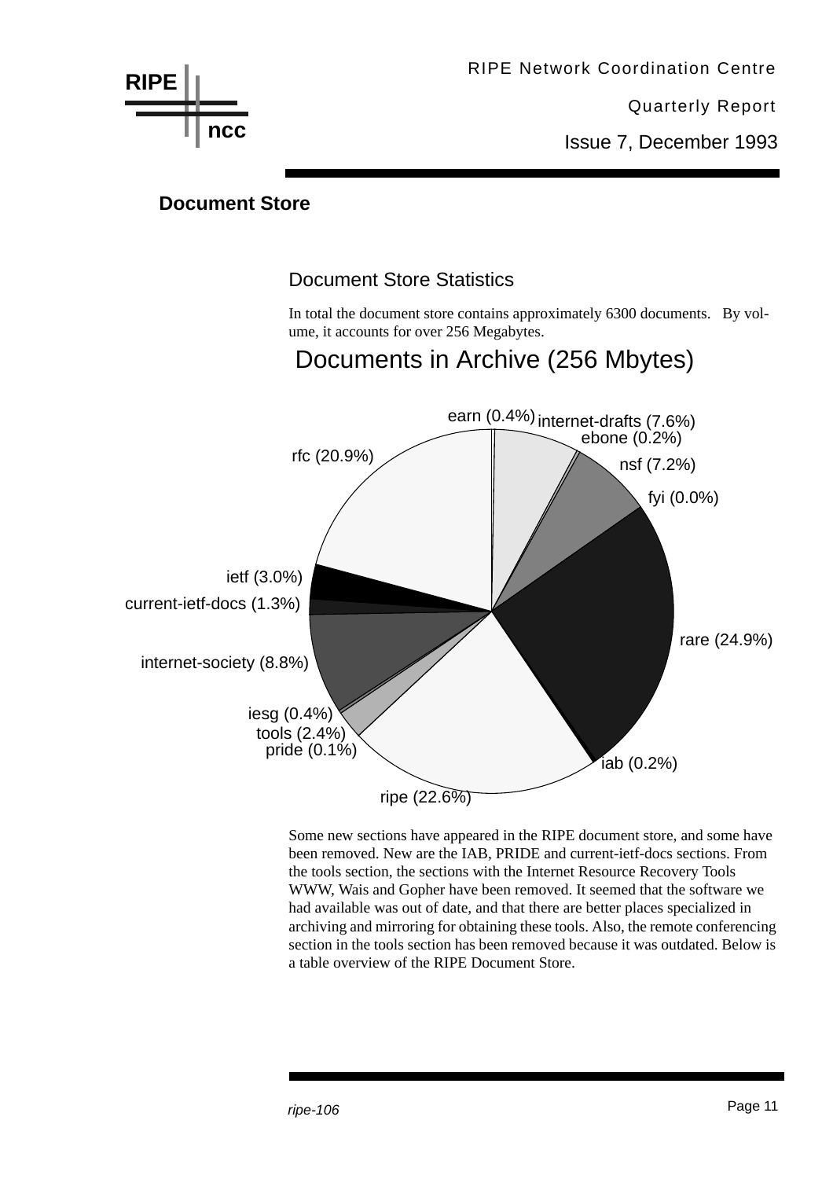## Document Store

### Document Store Statistics

In total the document store contains approximately 6300 documents. By volume, it accounts for over 256 Megabytes.

**Documents in Archive (256 Mbytes)**

| Section | Share |
|---|---|
| earn | 0.4% |
| internet-drafts | 7.6% |
| ebone | 0.2% |
| nsf | 7.2% |
| fyi | 0.0% |
| rare | 24.9% |
| iab | 0.2% |
| ripe | 22.6% |
| pride | 0.1% |
| tools | 2.4% |
| iesg | 0.4% |
| internet-society | 8.8% |
| current-ietf-docs | 1.3% |
| ietf | 3.0% |
| rfc | 20.9% |

Some new sections have appeared in the RIPE document store, and some have been removed. New are the IAB, PRIDE and current-ietf-docs sections. From the tools section, the sections with the Internet Resource Recovery Tools WWW, Wais and Gopher have been removed. It seemed that the software we had available was out of date, and that there are better places specialized in archiving and mirroring for obtaining these tools. Also, the remote conferencing section in the tools section has been removed because it was outdated. Below is a table overview of the RIPE Document Store.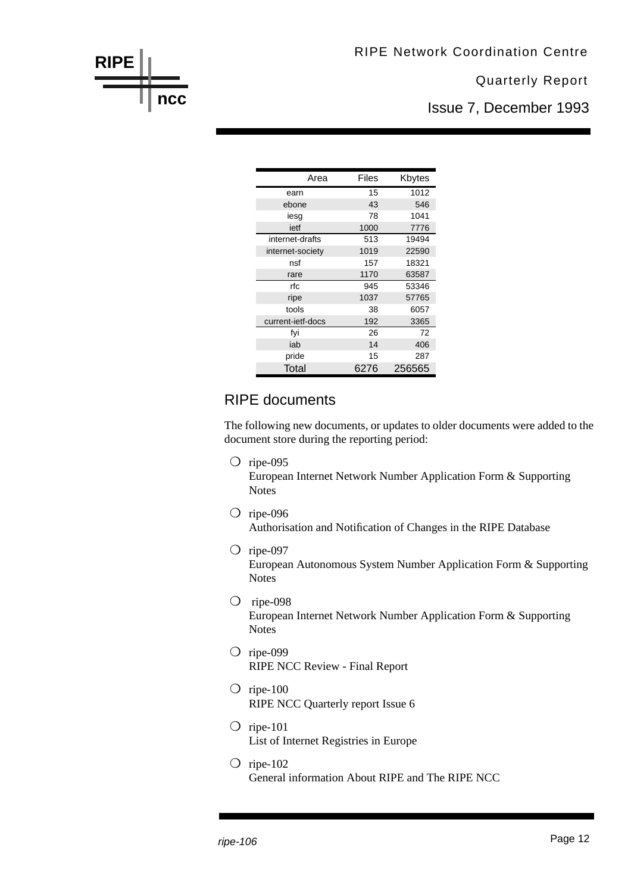| Area | Files | Kbytes |
|---|---|---|
| earn | 15 | 1012 |
| ebone | 43 | 546 |
| iesg | 78 | 1041 |
| ietf | 1000 | 7776 |
| internet-drafts | 513 | 19494 |
| internet-society | 1019 | 22590 |
| nsf | 157 | 18321 |
| rare | 1170 | 63587 |
| rfc | 945 | 53346 |
| ripe | 1037 | 57765 |
| tools | 38 | 6057 |
| current-ietf-docs | 192 | 3365 |
| fyi | 26 | 72 |
| iab | 14 | 406 |
| pride | 15 | 287 |
| Total | 6276 | 256565 |

## RIPE documents

The following new documents, or updates to older documents were added to the document store during the reporting period:

- ripe-095
  European Internet Network Number Application Form & Supporting Notes
- ripe-096
  Authorisation and Notification of Changes in the RIPE Database
- ripe-097
  European Autonomous System Number Application Form & Supporting Notes
- ripe-098
  European Internet Network Number Application Form & Supporting Notes
- ripe-099
  RIPE NCC Review - Final Report
- ripe-100
  RIPE NCC Quarterly report Issue 6
- ripe-101
  List of Internet Registries in Europe
- ripe-102
  General information About RIPE and The RIPE NCC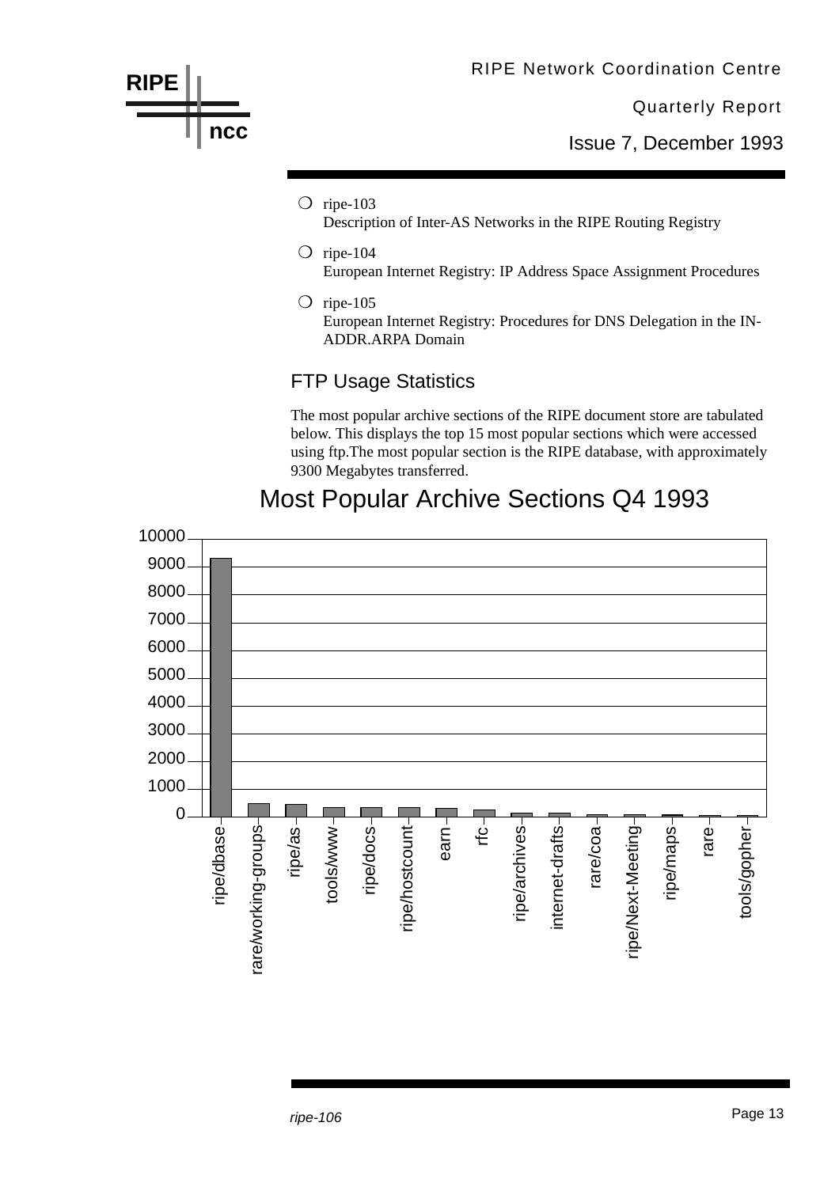- ripe-103
  Description of Inter-AS Networks in the RIPE Routing Registry
- ripe-104
  European Internet Registry: IP Address Space Assignment Procedures
- ripe-105
  European Internet Registry: Procedures for DNS Delegation in the IN-ADDR.ARPA Domain

## FTP Usage Statistics

The most popular archive sections of the RIPE document store are tabulated below. This displays the top 15 most popular sections which were accessed using ftp.The most popular section is the RIPE database, with approximately 9300 Megabytes transferred.

### Most Popular Archive Sections Q4 1993

Y-axis: 0, 1000, 2000, 3000, 4000, 5000, 6000, 7000, 8000, 9000, 10000

X-axis sections: ripe/dbase, rare/working-groups, ripe/as, tools/www, ripe/docs, ripe/hostcount, earn, rfc, ripe/archives, internet-drafts, rare/coa, ripe/Next-Meeting, ripe/maps, rare, tools/gopher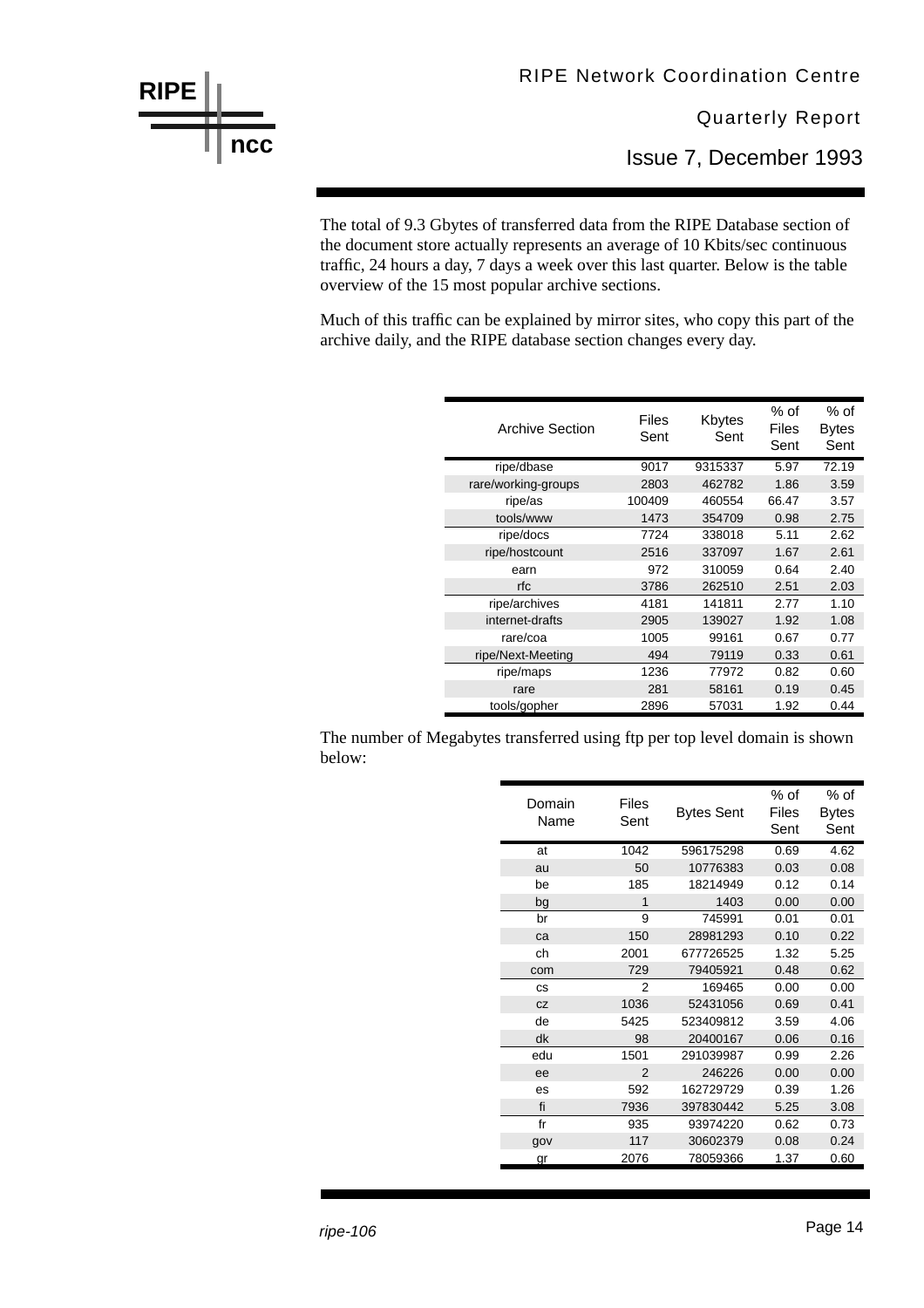The total of 9.3 Gbytes of transferred data from the RIPE Database section of the document store actually represents an average of 10 Kbits/sec continuous traffic, 24 hours a day, 7 days a week over this last quarter. Below is the table overview of the 15 most popular archive sections.

Much of this traffic can be explained by mirror sites, who copy this part of the archive daily, and the RIPE database section changes every day.

| Archive Section | Files Sent | Kbytes Sent | % of Files Sent | % of Bytes Sent |
|---|---|---|---|---|
| ripe/dbase | 9017 | 9315337 | 5.97 | 72.19 |
| rare/working-groups | 2803 | 462782 | 1.86 | 3.59 |
| ripe/as | 100409 | 460554 | 66.47 | 3.57 |
| tools/www | 1473 | 354709 | 0.98 | 2.75 |
| ripe/docs | 7724 | 338018 | 5.11 | 2.62 |
| ripe/hostcount | 2516 | 337097 | 1.67 | 2.61 |
| earn | 972 | 310059 | 0.64 | 2.40 |
| rfc | 3786 | 262510 | 2.51 | 2.03 |
| ripe/archives | 4181 | 141811 | 2.77 | 1.10 |
| internet-drafts | 2905 | 139027 | 1.92 | 1.08 |
| rare/coa | 1005 | 99161 | 0.67 | 0.77 |
| ripe/Next-Meeting | 494 | 79119 | 0.33 | 0.61 |
| ripe/maps | 1236 | 77972 | 0.82 | 0.60 |
| rare | 281 | 58161 | 0.19 | 0.45 |
| tools/gopher | 2896 | 57031 | 1.92 | 0.44 |

The number of Megabytes transferred using ftp per top level domain is shown below:

| Domain Name | Files Sent | Bytes Sent | % of Files Sent | % of Bytes Sent |
|---|---|---|---|---|
| at | 1042 | 596175298 | 0.69 | 4.62 |
| au | 50 | 10776383 | 0.03 | 0.08 |
| be | 185 | 18214949 | 0.12 | 0.14 |
| bg | 1 | 1403 | 0.00 | 0.00 |
| br | 9 | 745991 | 0.01 | 0.01 |
| ca | 150 | 28981293 | 0.10 | 0.22 |
| ch | 2001 | 677726525 | 1.32 | 5.25 |
| com | 729 | 79405921 | 0.48 | 0.62 |
| cs | 2 | 169465 | 0.00 | 0.00 |
| cz | 1036 | 52431056 | 0.69 | 0.41 |
| de | 5425 | 523409812 | 3.59 | 4.06 |
| dk | 98 | 20400167 | 0.06 | 0.16 |
| edu | 1501 | 291039987 | 0.99 | 2.26 |
| ee | 2 | 246226 | 0.00 | 0.00 |
| es | 592 | 162729729 | 0.39 | 1.26 |
| fi | 7936 | 397830442 | 5.25 | 3.08 |
| fr | 935 | 93974220 | 0.62 | 0.73 |
| gov | 117 | 30602379 | 0.08 | 0.24 |
| gr | 2076 | 78059366 | 1.37 | 0.60 |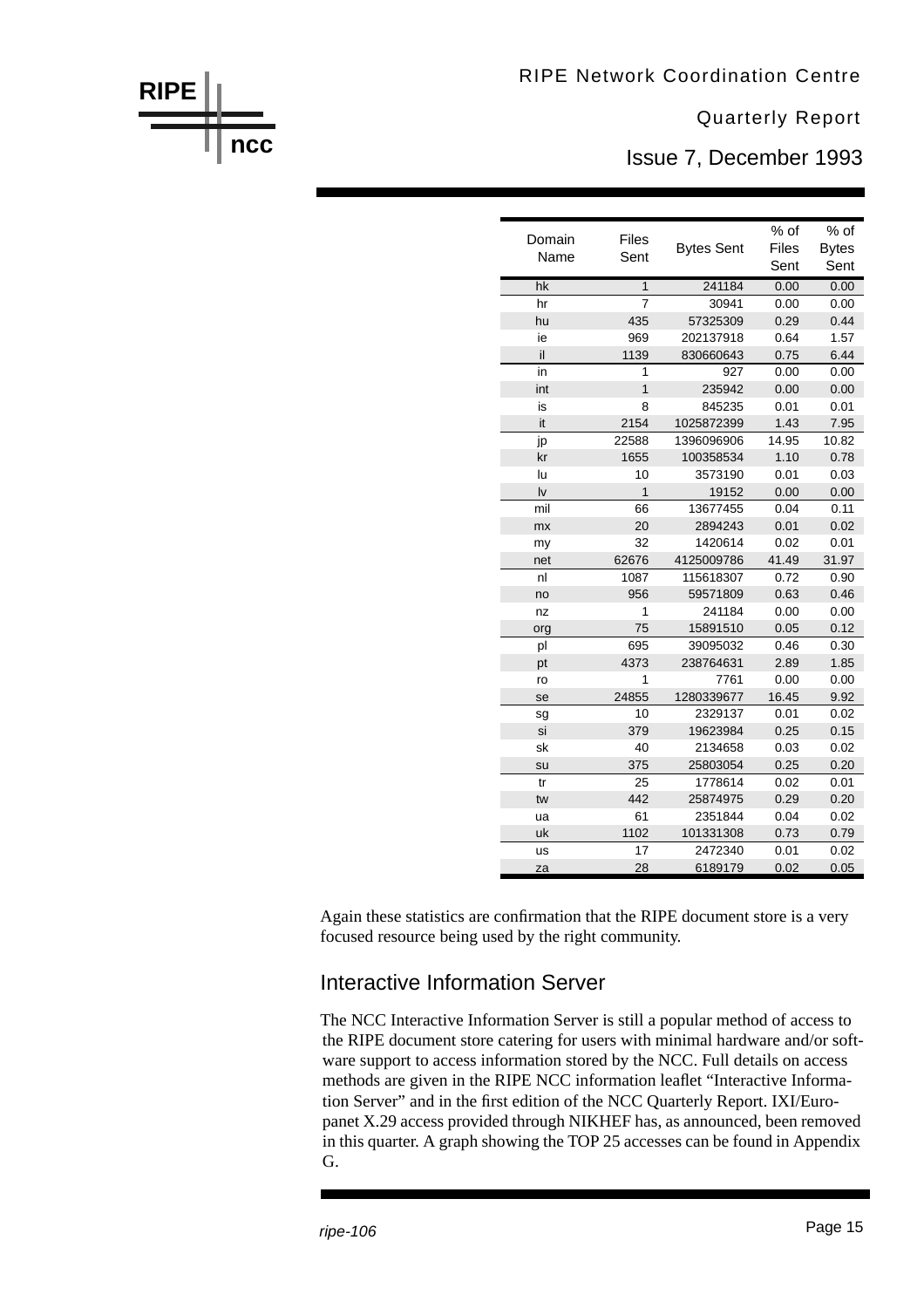| Domain Name | Files Sent | Bytes Sent | % of Files Sent | % of Bytes Sent |
|---|---|---|---|---|
| hk | 1 | 241184 | 0.00 | 0.00 |
| hr | 7 | 30941 | 0.00 | 0.00 |
| hu | 435 | 57325309 | 0.29 | 0.44 |
| ie | 969 | 202137918 | 0.64 | 1.57 |
| il | 1139 | 830660643 | 0.75 | 6.44 |
| in | 1 | 927 | 0.00 | 0.00 |
| int | 1 | 235942 | 0.00 | 0.00 |
| is | 8 | 845235 | 0.01 | 0.01 |
| it | 2154 | 1025872399 | 1.43 | 7.95 |
| jp | 22588 | 1396096906 | 14.95 | 10.82 |
| kr | 1655 | 100358534 | 1.10 | 0.78 |
| lu | 10 | 3573190 | 0.01 | 0.03 |
| lv | 1 | 19152 | 0.00 | 0.00 |
| mil | 66 | 13677455 | 0.04 | 0.11 |
| mx | 20 | 2894243 | 0.01 | 0.02 |
| my | 32 | 1420614 | 0.02 | 0.01 |
| net | 62676 | 4125009786 | 41.49 | 31.97 |
| nl | 1087 | 115618307 | 0.72 | 0.90 |
| no | 956 | 59571809 | 0.63 | 0.46 |
| nz | 1 | 241184 | 0.00 | 0.00 |
| org | 75 | 15891510 | 0.05 | 0.12 |
| pl | 695 | 39095032 | 0.46 | 0.30 |
| pt | 4373 | 238764631 | 2.89 | 1.85 |
| ro | 1 | 7761 | 0.00 | 0.00 |
| se | 24855 | 1280339677 | 16.45 | 9.92 |
| sg | 10 | 2329137 | 0.01 | 0.02 |
| si | 379 | 19623984 | 0.25 | 0.15 |
| sk | 40 | 2134658 | 0.03 | 0.02 |
| su | 375 | 25803054 | 0.25 | 0.20 |
| tr | 25 | 1778614 | 0.02 | 0.01 |
| tw | 442 | 25874975 | 0.29 | 0.20 |
| ua | 61 | 2351844 | 0.04 | 0.02 |
| uk | 1102 | 101331308 | 0.73 | 0.79 |
| us | 17 | 2472340 | 0.01 | 0.02 |
| za | 28 | 6189179 | 0.02 | 0.05 |

Again these statistics are confirmation that the RIPE document store is a very focused resource being used by the right community.

## Interactive Information Server

The NCC Interactive Information Server is still a popular method of access to the RIPE document store catering for users with minimal hardware and/or software support to access information stored by the NCC. Full details on access methods are given in the RIPE NCC information leaflet "Interactive Information Server" and in the first edition of the NCC Quarterly Report. IXI/Europanet X.29 access provided through NIKHEF has, as announced, been removed in this quarter. A graph showing the TOP 25 accesses can be found in Appendix G.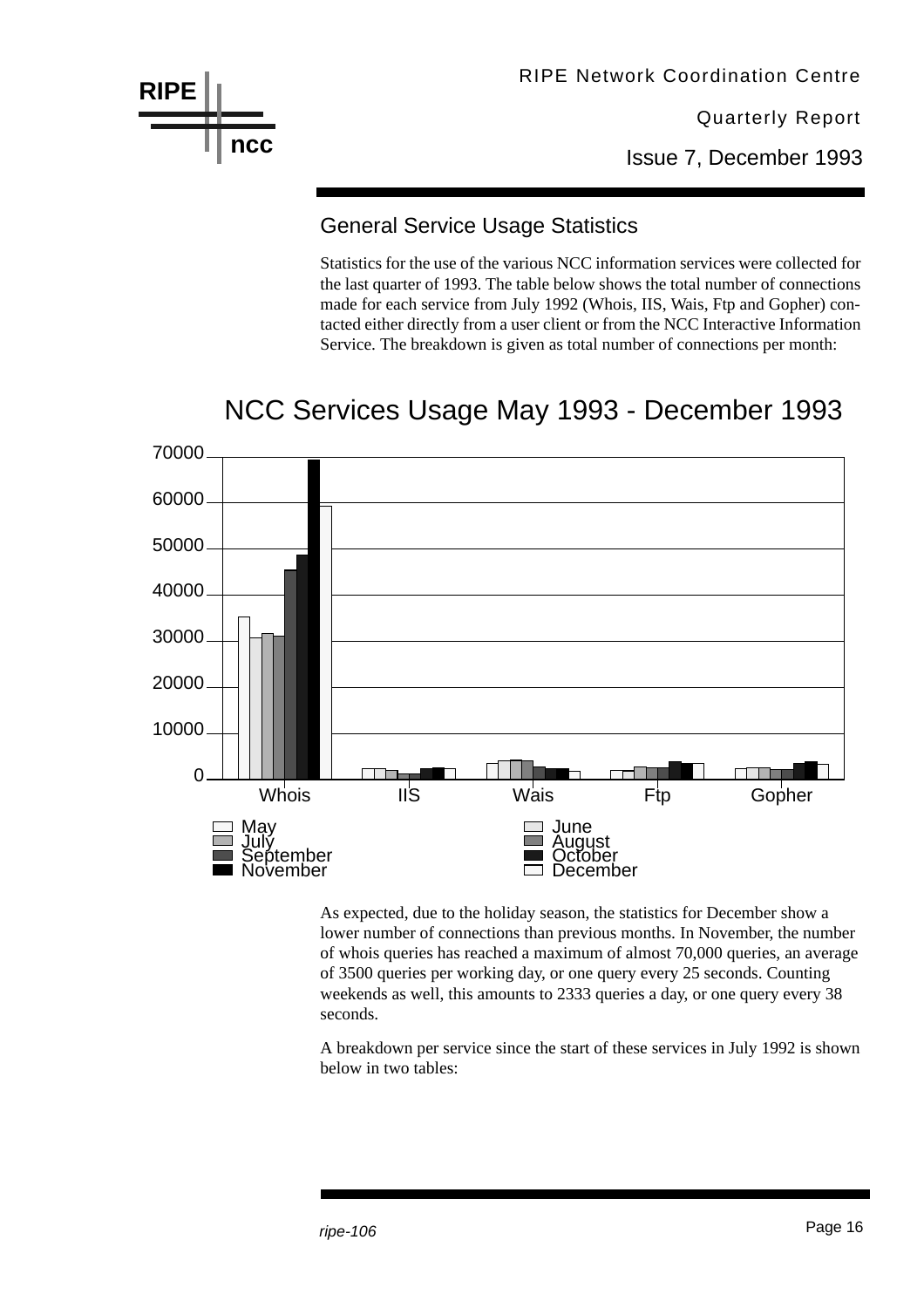## General Service Usage Statistics

Statistics for the use of the various NCC information services were collected for the last quarter of 1993. The table below shows the total number of connections made for each service from July 1992 (Whois, IIS, Wais, Ftp and Gopher) contacted either directly from a user client or from the NCC Interactive Information Service. The breakdown is given as total number of connections per month:

NCC Services Usage May 1993 - December 1993

As expected, due to the holiday season, the statistics for December show a lower number of connections than previous months. In November, the number of whois queries has reached a maximum of almost 70,000 queries, an average of 3500 queries per working day, or one query every 25 seconds. Counting weekends as well, this amounts to 2333 queries a day, or one query every 38 seconds.

A breakdown per service since the start of these services in July 1992 is shown below in two tables: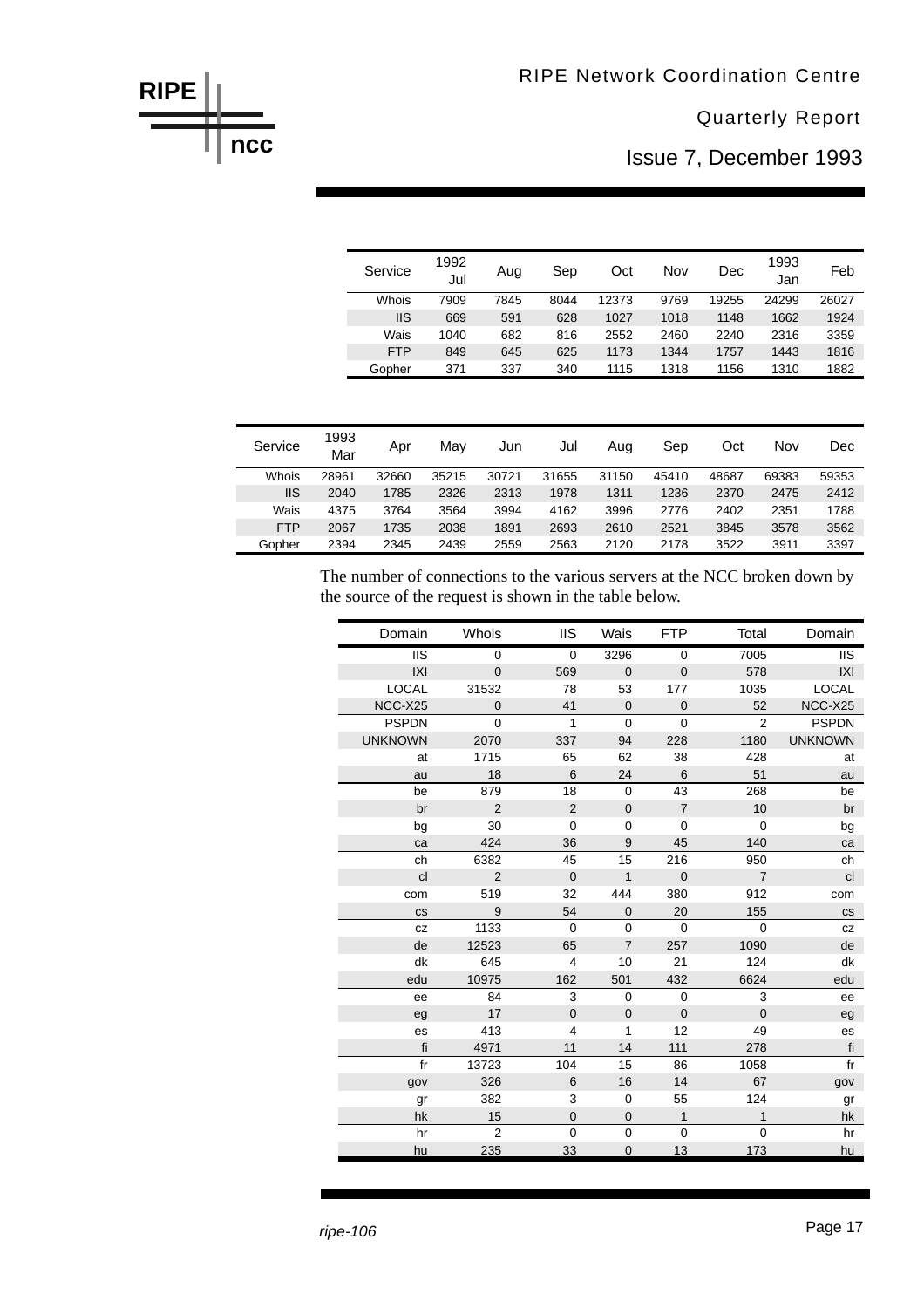| Service | 1992 Jul | Aug | Sep | Oct | Nov | Dec | 1993 Jan | Feb |
|---|---|---|---|---|---|---|---|---|
| Whois | 7909 | 7845 | 8044 | 12373 | 9769 | 19255 | 24299 | 26027 |
| IIS | 669 | 591 | 628 | 1027 | 1018 | 1148 | 1662 | 1924 |
| Wais | 1040 | 682 | 816 | 2552 | 2460 | 2240 | 2316 | 3359 |
| FTP | 849 | 645 | 625 | 1173 | 1344 | 1757 | 1443 | 1816 |
| Gopher | 371 | 337 | 340 | 1115 | 1318 | 1156 | 1310 | 1882 |

| Service | 1993 Mar | Apr | May | Jun | Jul | Aug | Sep | Oct | Nov | Dec |
|---|---|---|---|---|---|---|---|---|---|---|
| Whois | 28961 | 32660 | 35215 | 30721 | 31655 | 31150 | 45410 | 48687 | 69383 | 59353 |
| IIS | 2040 | 1785 | 2326 | 2313 | 1978 | 1311 | 1236 | 2370 | 2475 | 2412 |
| Wais | 4375 | 3764 | 3564 | 3994 | 4162 | 3996 | 2776 | 2402 | 2351 | 1788 |
| FTP | 2067 | 1735 | 2038 | 1891 | 2693 | 2610 | 2521 | 3845 | 3578 | 3562 |
| Gopher | 2394 | 2345 | 2439 | 2559 | 2563 | 2120 | 2178 | 3522 | 3911 | 3397 |

The number of connections to the various servers at the NCC broken down by the source of the request is shown in the table below.

| Domain | Whois | IIS | Wais | FTP | Total | Domain |
|---|---|---|---|---|---|---|
| IIS | 0 | 0 | 3296 | 0 | 7005 | IIS |
| IXI | 0 | 569 | 0 | 0 | 578 | IXI |
| LOCAL | 31532 | 78 | 53 | 177 | 1035 | LOCAL |
| NCC-X25 | 0 | 41 | 0 | 0 | 52 | NCC-X25 |
| PSPDN | 0 | 1 | 0 | 0 | 2 | PSPDN |
| UNKNOWN | 2070 | 337 | 94 | 228 | 1180 | UNKNOWN |
| at | 1715 | 65 | 62 | 38 | 428 | at |
| au | 18 | 6 | 24 | 6 | 51 | au |
| be | 879 | 18 | 0 | 43 | 268 | be |
| br | 2 | 2 | 0 | 7 | 10 | br |
| bg | 30 | 0 | 0 | 0 | 0 | bg |
| ca | 424 | 36 | 9 | 45 | 140 | ca |
| ch | 6382 | 45 | 15 | 216 | 950 | ch |
| cl | 2 | 0 | 1 | 0 | 7 | cl |
| com | 519 | 32 | 444 | 380 | 912 | com |
| cs | 9 | 54 | 0 | 20 | 155 | cs |
| cz | 1133 | 0 | 0 | 0 | 0 | cz |
| de | 12523 | 65 | 7 | 257 | 1090 | de |
| dk | 645 | 4 | 10 | 21 | 124 | dk |
| edu | 10975 | 162 | 501 | 432 | 6624 | edu |
| ee | 84 | 3 | 0 | 0 | 3 | ee |
| eg | 17 | 0 | 0 | 0 | 0 | eg |
| es | 413 | 4 | 1 | 12 | 49 | es |
| fi | 4971 | 11 | 14 | 111 | 278 | fi |
| fr | 13723 | 104 | 15 | 86 | 1058 | fr |
| gov | 326 | 6 | 16 | 14 | 67 | gov |
| gr | 382 | 3 | 0 | 55 | 124 | gr |
| hk | 15 | 0 | 0 | 1 | 1 | hk |
| hr | 2 | 0 | 0 | 0 | 0 | hr |
| hu | 235 | 33 | 0 | 13 | 173 | hu |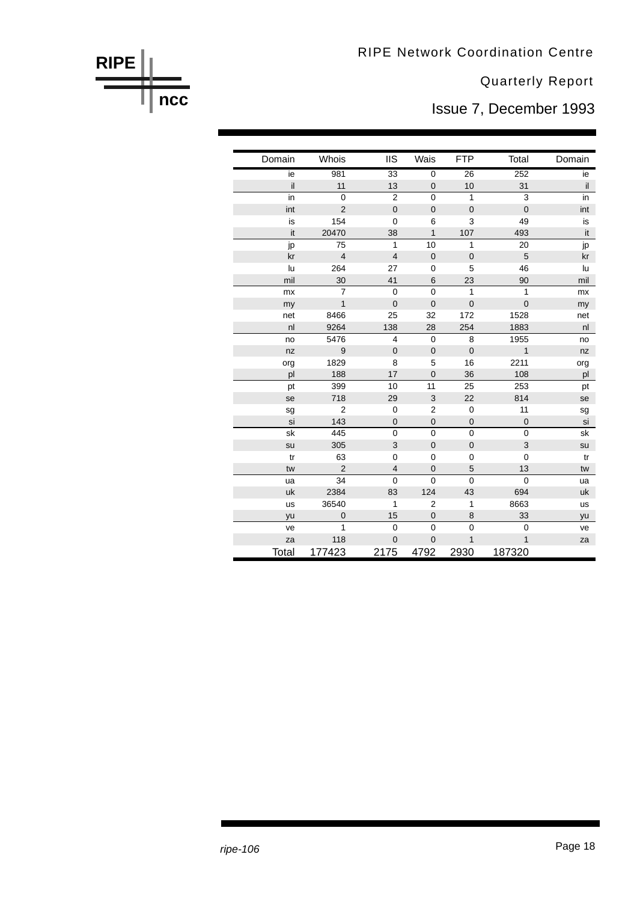| Domain | Whois | IIS | Wais | FTP | Total | Domain |
|---|---|---|---|---|---|---|
| ie | 981 | 33 | 0 | 26 | 252 | ie |
| il | 11 | 13 | 0 | 10 | 31 | il |
| in | 0 | 2 | 0 | 1 | 3 | in |
| int | 2 | 0 | 0 | 0 | 0 | int |
| is | 154 | 0 | 6 | 3 | 49 | is |
| it | 20470 | 38 | 1 | 107 | 493 | it |
| jp | 75 | 1 | 10 | 1 | 20 | jp |
| kr | 4 | 4 | 0 | 0 | 5 | kr |
| lu | 264 | 27 | 0 | 5 | 46 | lu |
| mil | 30 | 41 | 6 | 23 | 90 | mil |
| mx | 7 | 0 | 0 | 1 | 1 | mx |
| my | 1 | 0 | 0 | 0 | 0 | my |
| net | 8466 | 25 | 32 | 172 | 1528 | net |
| nl | 9264 | 138 | 28 | 254 | 1883 | nl |
| no | 5476 | 4 | 0 | 8 | 1955 | no |
| nz | 9 | 0 | 0 | 0 | 1 | nz |
| org | 1829 | 8 | 5 | 16 | 2211 | org |
| pl | 188 | 17 | 0 | 36 | 108 | pl |
| pt | 399 | 10 | 11 | 25 | 253 | pt |
| se | 718 | 29 | 3 | 22 | 814 | se |
| sg | 2 | 0 | 2 | 0 | 11 | sg |
| si | 143 | 0 | 0 | 0 | 0 | si |
| sk | 445 | 0 | 0 | 0 | 0 | sk |
| su | 305 | 3 | 0 | 0 | 3 | su |
| tr | 63 | 0 | 0 | 0 | 0 | tr |
| tw | 2 | 4 | 0 | 5 | 13 | tw |
| ua | 34 | 0 | 0 | 0 | 0 | ua |
| uk | 2384 | 83 | 124 | 43 | 694 | uk |
| us | 36540 | 1 | 2 | 1 | 8663 | us |
| yu | 0 | 15 | 0 | 8 | 33 | yu |
| ve | 1 | 0 | 0 | 0 | 0 | ve |
| za | 118 | 0 | 0 | 1 | 1 | za |
| Total | 177423 | 2175 | 4792 | 2930 | 187320 | |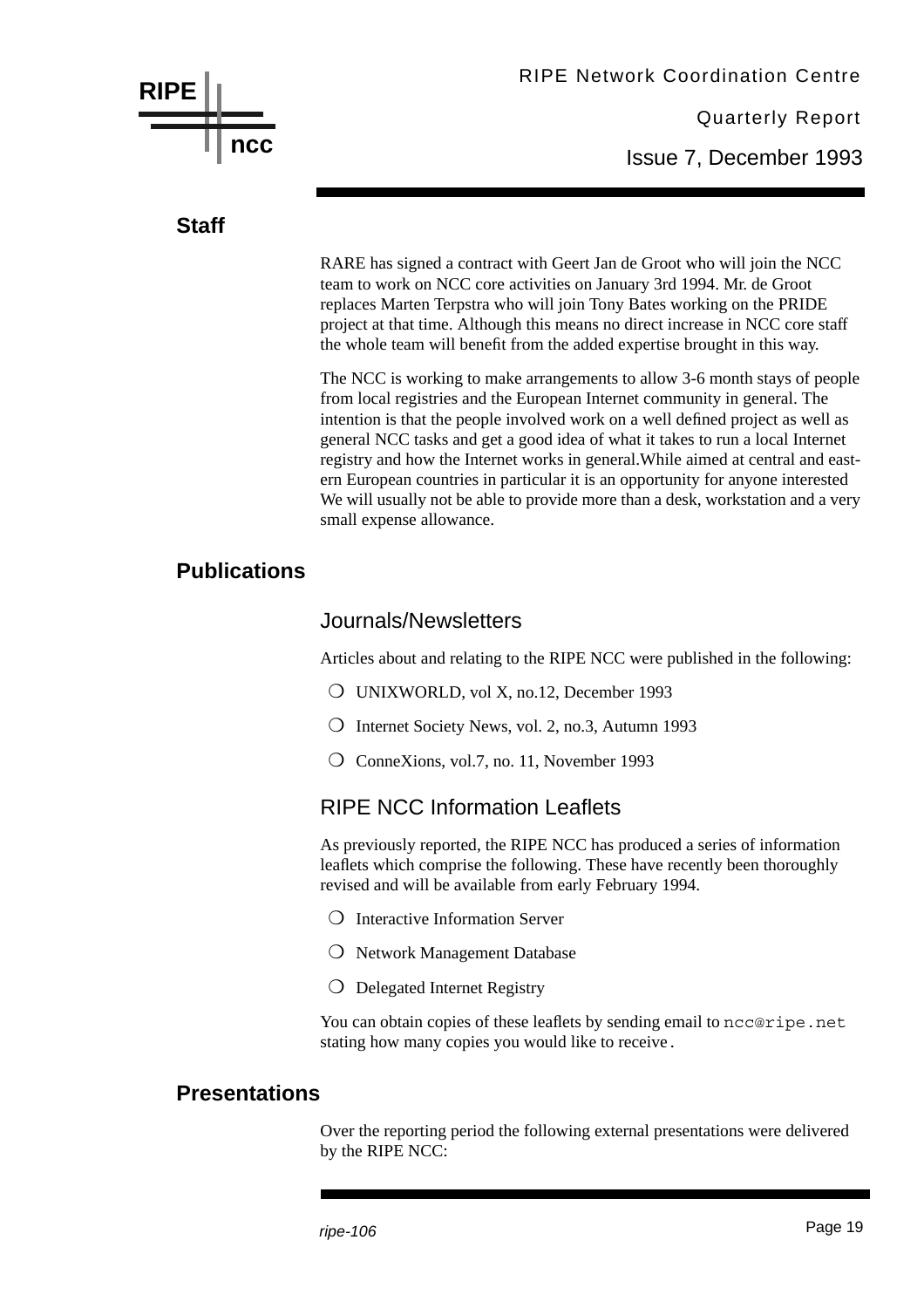## Staff

RARE has signed a contract with Geert Jan de Groot who will join the NCC team to work on NCC core activities on January 3rd 1994. Mr. de Groot replaces Marten Terpstra who will join Tony Bates working on the PRIDE project at that time. Although this means no direct increase in NCC core staff the whole team will benefit from the added expertise brought in this way.

The NCC is working to make arrangements to allow 3-6 month stays of people from local registries and the European Internet community in general. The intention is that the people involved work on a well defined project as well as general NCC tasks and get a good idea of what it takes to run a local Internet registry and how the Internet works in general.While aimed at central and eastern European countries in particular it is an opportunity for anyone interested We will usually not be able to provide more than a desk, workstation and a very small expense allowance.

## Publications

### Journals/Newsletters

Articles about and relating to the RIPE NCC were published in the following:

- UNIXWORLD, vol X, no.12, December 1993
- Internet Society News, vol. 2, no.3, Autumn 1993
- ConneXions, vol.7, no. 11, November 1993

### RIPE NCC Information Leaflets

As previously reported, the RIPE NCC has produced a series of information leaflets which comprise the following. These have recently been thoroughly revised and will be available from early February 1994.

- Interactive Information Server
- Network Management Database
- Delegated Internet Registry

You can obtain copies of these leaflets by sending email to `ncc@ripe.net` stating how many copies you would like to receive.

## Presentations

Over the reporting period the following external presentations were delivered by the RIPE NCC: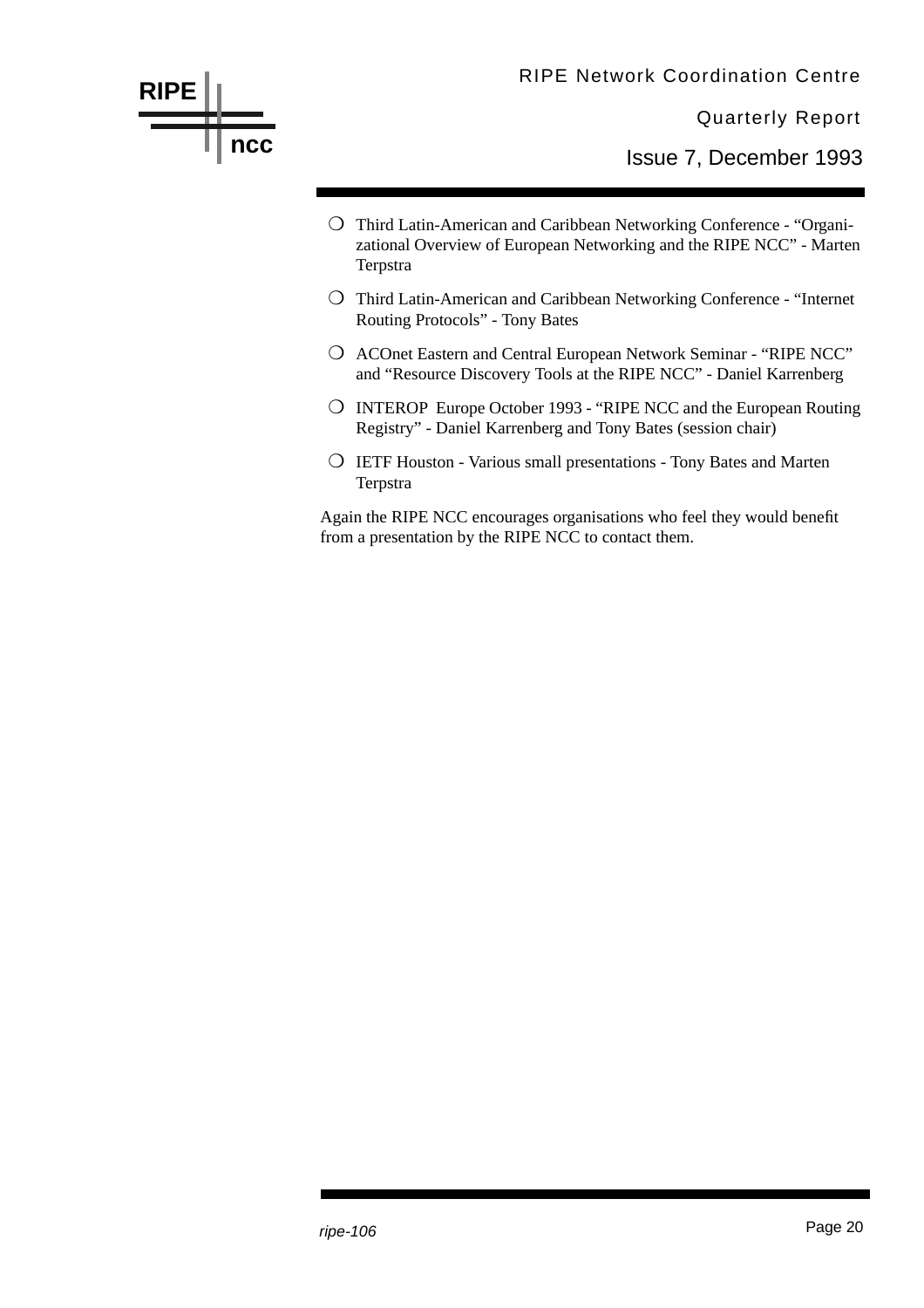- Third Latin-American and Caribbean Networking Conference - “Organizational Overview of European Networking and the RIPE NCC” - Marten Terpstra
- Third Latin-American and Caribbean Networking Conference - “Internet Routing Protocols” - Tony Bates
- ACOnet Eastern and Central European Network Seminar - “RIPE NCC” and “Resource Discovery Tools at the RIPE NCC” - Daniel Karrenberg
- INTEROP Europe October 1993 - “RIPE NCC and the European Routing Registry” - Daniel Karrenberg and Tony Bates (session chair)
- IETF Houston - Various small presentations - Tony Bates and Marten Terpstra

Again the RIPE NCC encourages organisations who feel they would benefit from a presentation by the RIPE NCC to contact them.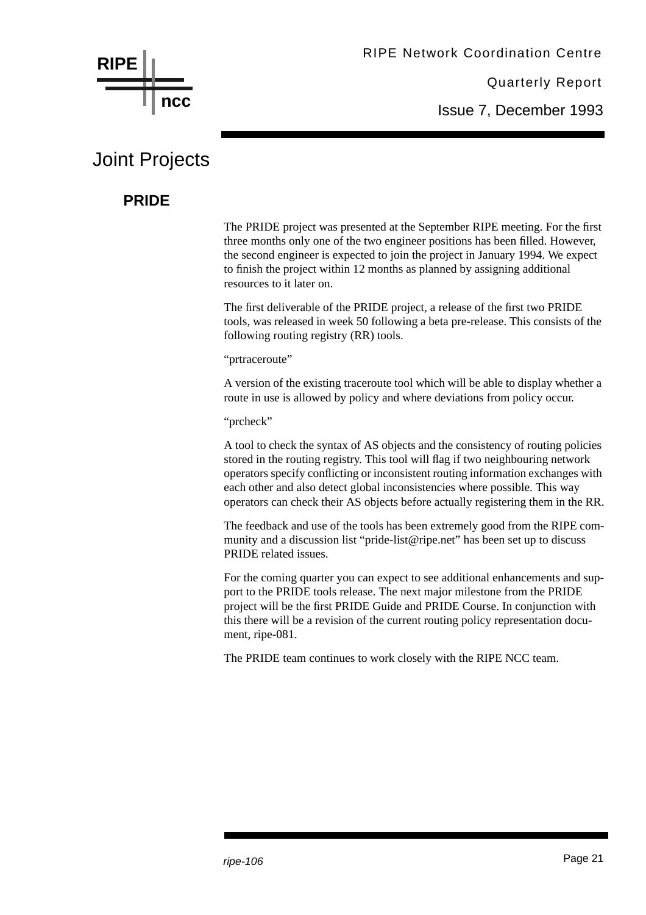# Joint Projects

## PRIDE

The PRIDE project was presented at the September RIPE meeting. For the first three months only one of the two engineer positions has been filled. However, the second engineer is expected to join the project in January 1994. We expect to finish the project within 12 months as planned by assigning additional resources to it later on.

The first deliverable of the PRIDE project, a release of the first two PRIDE tools, was released in week 50 following a beta pre-release. This consists of the following routing registry (RR) tools.

"prtraceroute"

A version of the existing traceroute tool which will be able to display whether a route in use is allowed by policy and where deviations from policy occur.

"prcheck"

A tool to check the syntax of AS objects and the consistency of routing policies stored in the routing registry. This tool will flag if two neighbouring network operators specify conflicting or inconsistent routing information exchanges with each other and also detect global inconsistencies where possible. This way operators can check their AS objects before actually registering them in the RR.

The feedback and use of the tools has been extremely good from the RIPE community and a discussion list "pride-list@ripe.net" has been set up to discuss PRIDE related issues.

For the coming quarter you can expect to see additional enhancements and support to the PRIDE tools release. The next major milestone from the PRIDE project will be the first PRIDE Guide and PRIDE Course. In conjunction with this there will be a revision of the current routing policy representation document, ripe-081.

The PRIDE team continues to work closely with the RIPE NCC team.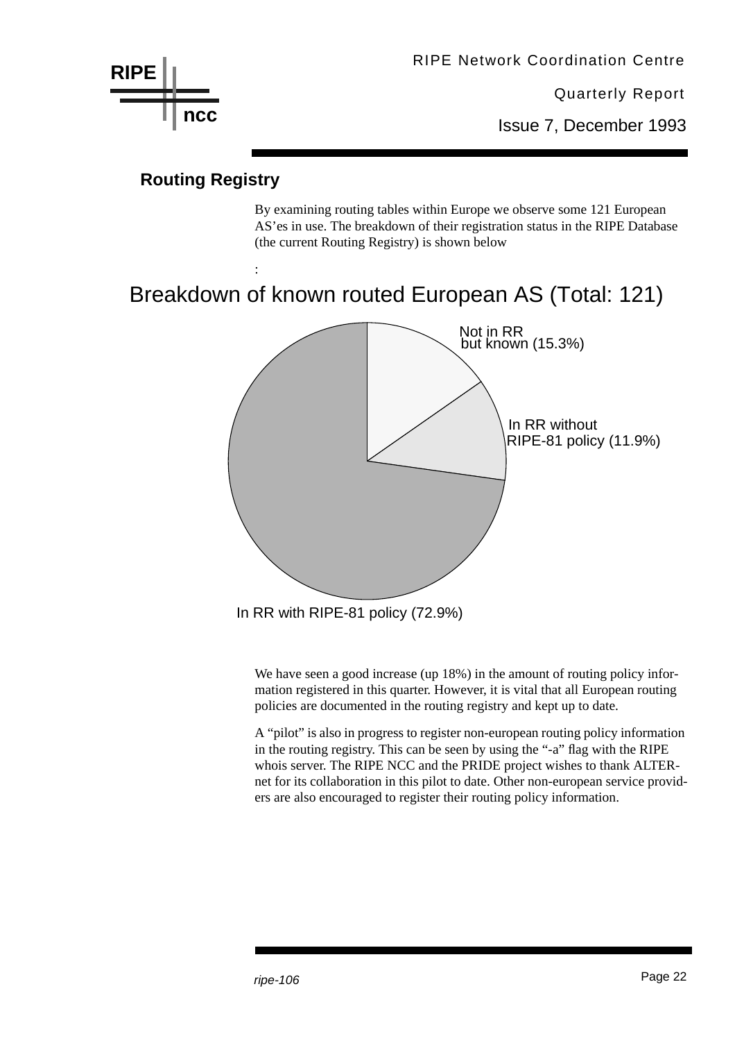## Routing Registry

By examining routing tables within Europe we observe some 121 European AS'es in use. The breakdown of their registration status in the RIPE Database (the current Routing Registry) is shown below

:

Breakdown of known routed European AS (Total: 121)

Not in RR but known (15.3%)

In RR without RIPE-81 policy (11.9%)

In RR with RIPE-81 policy (72.9%)

We have seen a good increase (up 18%) in the amount of routing policy information registered in this quarter. However, it is vital that all European routing policies are documented in the routing registry and kept up to date.

A "pilot" is also in progress to register non-european routing policy information in the routing registry. This can be seen by using the "-a" flag with the RIPE whois server. The RIPE NCC and the PRIDE project wishes to thank ALTERnet for its collaboration in this pilot to date. Other non-european service providers are also encouraged to register their routing policy information.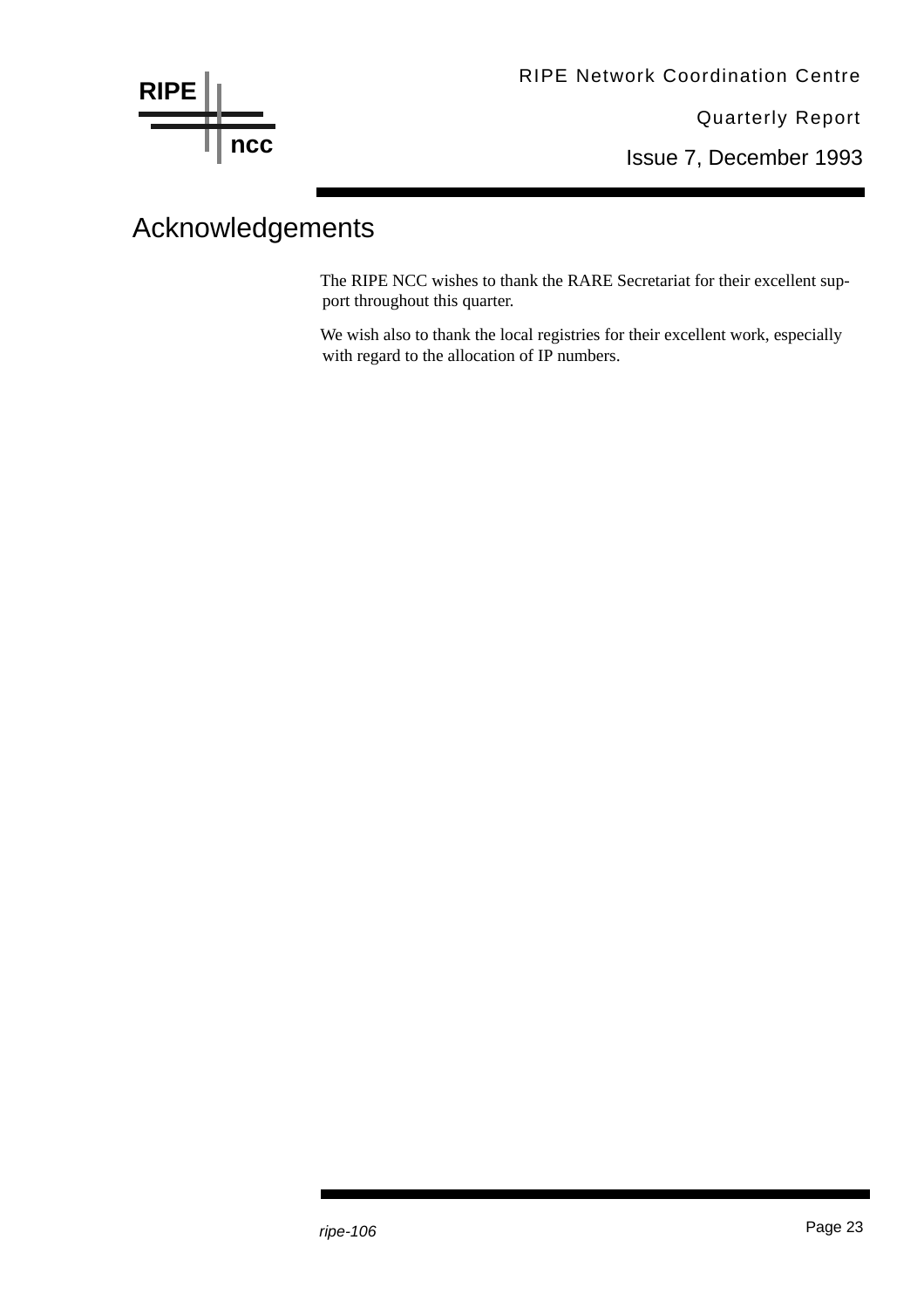# Acknowledgements

The RIPE NCC wishes to thank the RARE Secretariat for their excellent support throughout this quarter.

We wish also to thank the local registries for their excellent work, especially with regard to the allocation of IP numbers.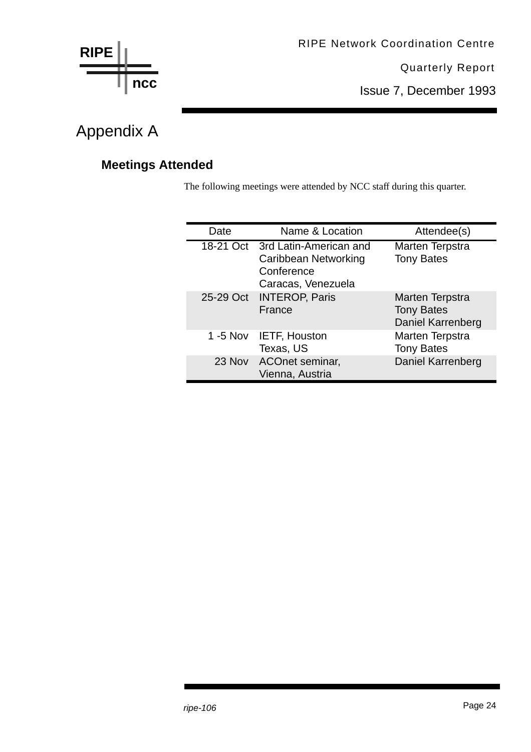# Appendix A

## Meetings Attended

The following meetings were attended by NCC staff during this quarter.

| Date | Name & Location | Attendee(s) |
|---|---|---|
| 18-21 Oct | 3rd Latin-American and Caribbean Networking Conference<br>Caracas, Venezuela | Marten Terpstra<br>Tony Bates |
| 25-29 Oct | INTEROP, Paris<br>France | Marten Terpstra<br>Tony Bates<br>Daniel Karrenberg |
| 1 -5 Nov | IETF, Houston<br>Texas, US | Marten Terpstra<br>Tony Bates |
| 23 Nov | ACOnet seminar,<br>Vienna, Austria | Daniel Karrenberg |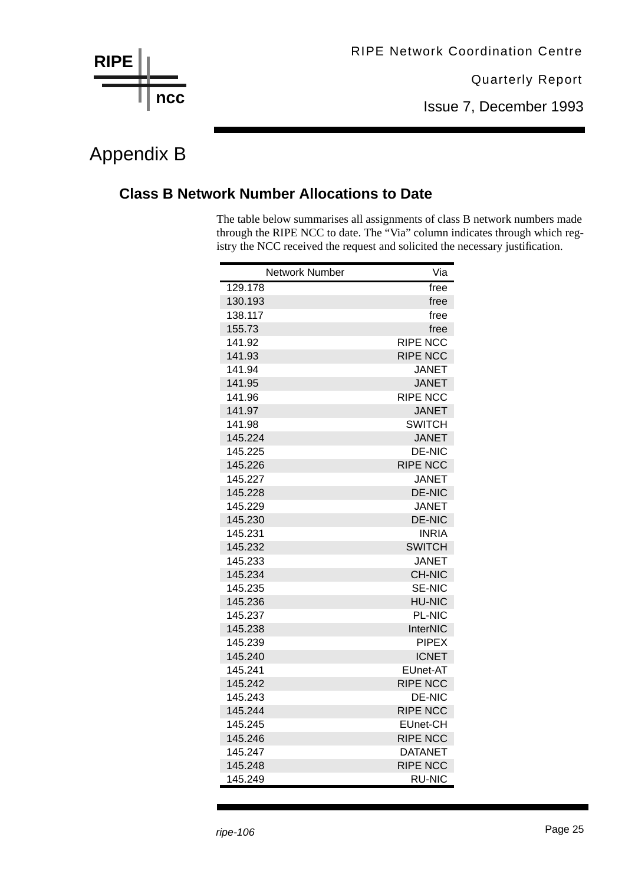# Appendix B

## Class B Network Number Allocations to Date

The table below summarises all assignments of class B network numbers made through the RIPE NCC to date. The "Via" column indicates through which registry the NCC received the request and solicited the necessary justification.

| Network Number | Via |
|---|---|
| 129.178 | free |
| 130.193 | free |
| 138.117 | free |
| 155.73 | free |
| 141.92 | RIPE NCC |
| 141.93 | RIPE NCC |
| 141.94 | JANET |
| 141.95 | JANET |
| 141.96 | RIPE NCC |
| 141.97 | JANET |
| 141.98 | SWITCH |
| 145.224 | JANET |
| 145.225 | DE-NIC |
| 145.226 | RIPE NCC |
| 145.227 | JANET |
| 145.228 | DE-NIC |
| 145.229 | JANET |
| 145.230 | DE-NIC |
| 145.231 | INRIA |
| 145.232 | SWITCH |
| 145.233 | JANET |
| 145.234 | CH-NIC |
| 145.235 | SE-NIC |
| 145.236 | HU-NIC |
| 145.237 | PL-NIC |
| 145.238 | InterNIC |
| 145.239 | PIPEX |
| 145.240 | ICNET |
| 145.241 | EUnet-AT |
| 145.242 | RIPE NCC |
| 145.243 | DE-NIC |
| 145.244 | RIPE NCC |
| 145.245 | EUnet-CH |
| 145.246 | RIPE NCC |
| 145.247 | DATANET |
| 145.248 | RIPE NCC |
| 145.249 | RU-NIC |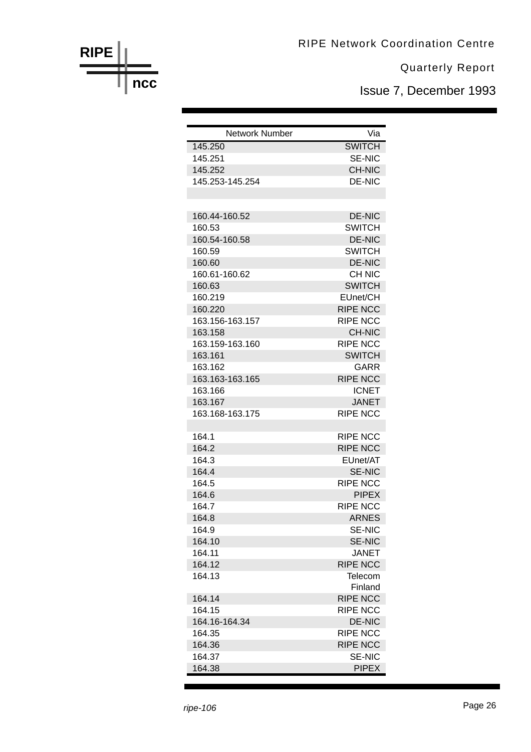| Network Number | Via |
|---|---|
| 145.250 | SWITCH |
| 145.251 | SE-NIC |
| 145.252 | CH-NIC |
| 145.253-145.254 | DE-NIC |
| | |
| | |
| 160.44-160.52 | DE-NIC |
| 160.53 | SWITCH |
| 160.54-160.58 | DE-NIC |
| 160.59 | SWITCH |
| 160.60 | DE-NIC |
| 160.61-160.62 | CH NIC |
| 160.63 | SWITCH |
| 160.219 | EUnet/CH |
| 160.220 | RIPE NCC |
| 163.156-163.157 | RIPE NCC |
| 163.158 | CH-NIC |
| 163.159-163.160 | RIPE NCC |
| 163.161 | SWITCH |
| 163.162 | GARR |
| 163.163-163.165 | RIPE NCC |
| 163.166 | ICNET |
| 163.167 | JANET |
| 163.168-163.175 | RIPE NCC |
| | |
| 164.1 | RIPE NCC |
| 164.2 | RIPE NCC |
| 164.3 | EUnet/AT |
| 164.4 | SE-NIC |
| 164.5 | RIPE NCC |
| 164.6 | PIPEX |
| 164.7 | RIPE NCC |
| 164.8 | ARNES |
| 164.9 | SE-NIC |
| 164.10 | SE-NIC |
| 164.11 | JANET |
| 164.12 | RIPE NCC |
| 164.13 | Telecom Finland |
| 164.14 | RIPE NCC |
| 164.15 | RIPE NCC |
| 164.16-164.34 | DE-NIC |
| 164.35 | RIPE NCC |
| 164.36 | RIPE NCC |
| 164.37 | SE-NIC |
| 164.38 | PIPEX |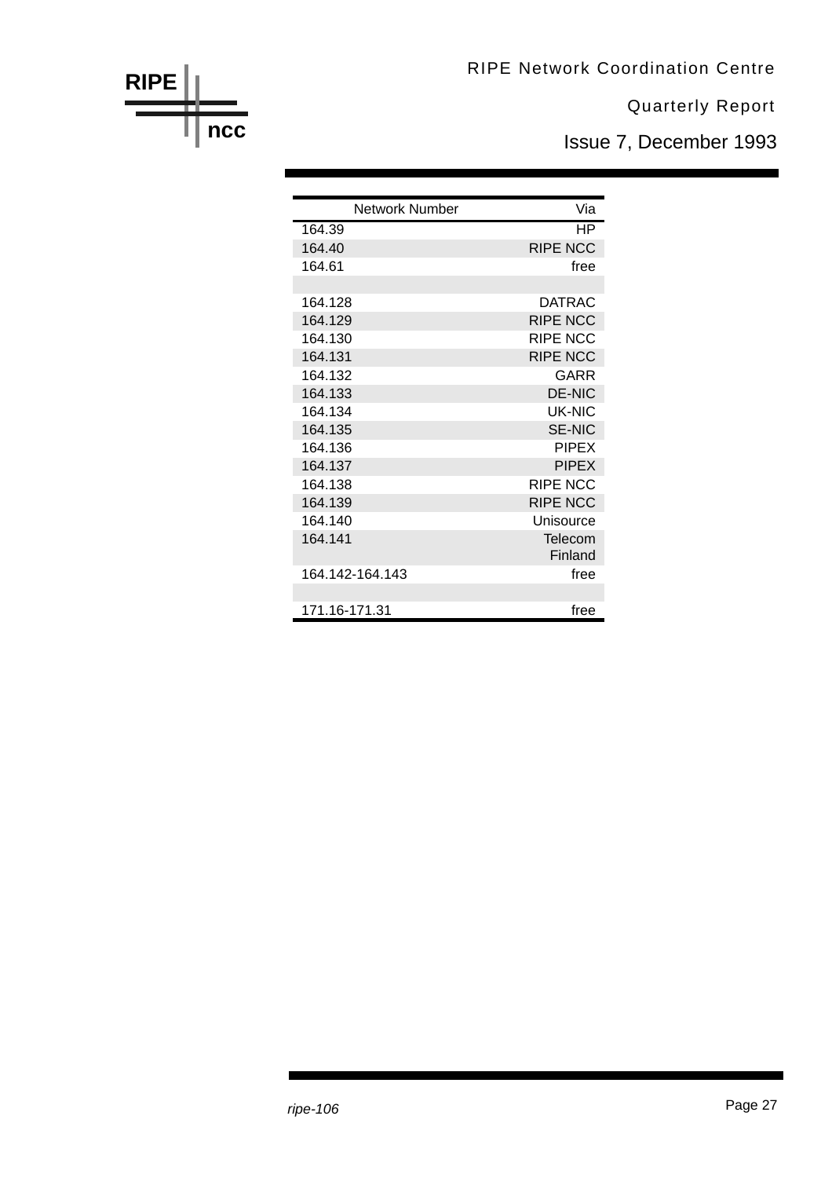| Network Number | Via |
|---|---|
| 164.39 | HP |
| 164.40 | RIPE NCC |
| 164.61 | free |
| | |
| 164.128 | DATRAC |
| 164.129 | RIPE NCC |
| 164.130 | RIPE NCC |
| 164.131 | RIPE NCC |
| 164.132 | GARR |
| 164.133 | DE-NIC |
| 164.134 | UK-NIC |
| 164.135 | SE-NIC |
| 164.136 | PIPEX |
| 164.137 | PIPEX |
| 164.138 | RIPE NCC |
| 164.139 | RIPE NCC |
| 164.140 | Unisource |
| 164.141 | Telecom Finland |
| 164.142-164.143 | free |
| | |
| 171.16-171.31 | free |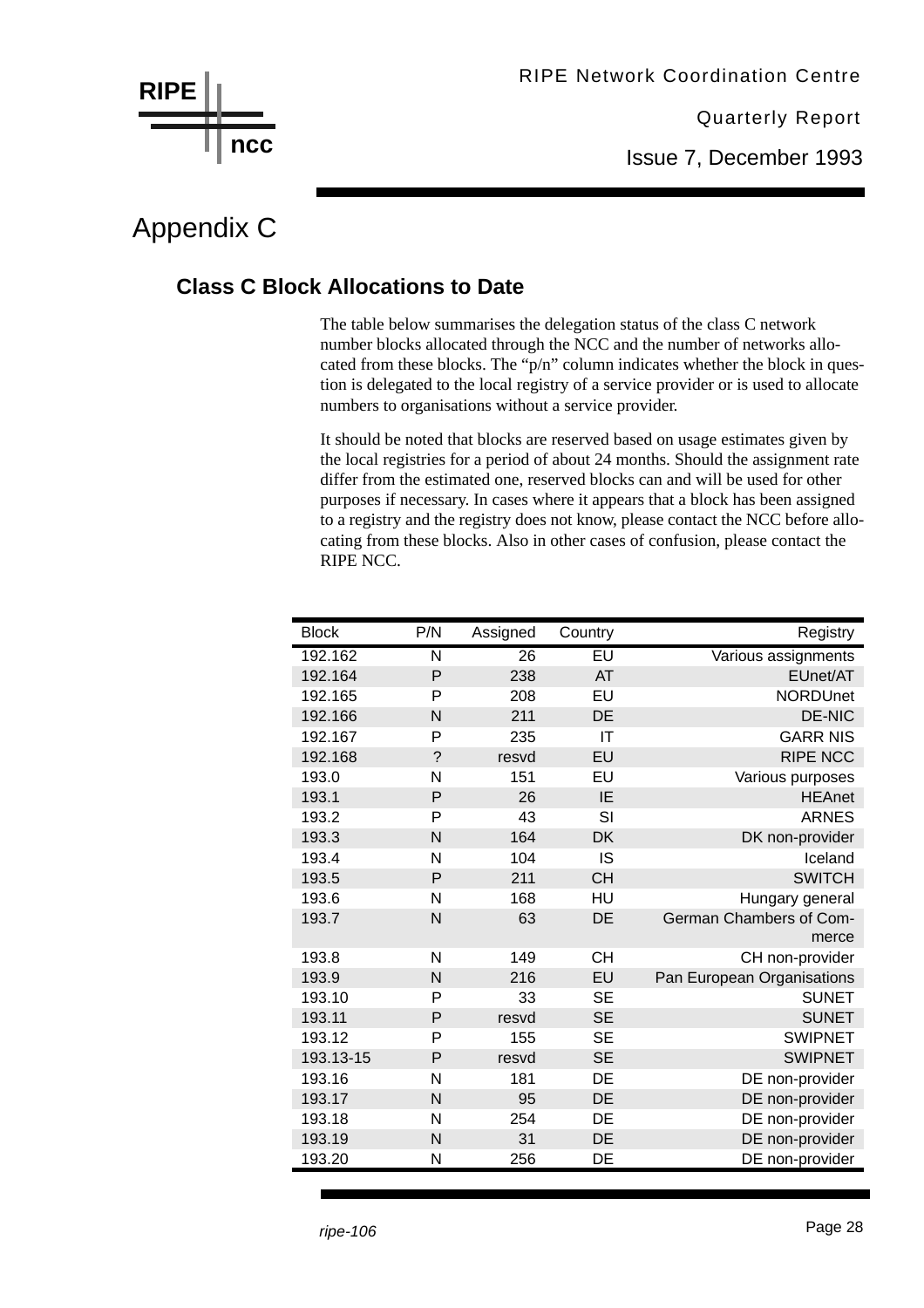# Appendix C

## Class C Block Allocations to Date

The table below summarises the delegation status of the class C network number blocks allocated through the NCC and the number of networks allocated from these blocks. The "p/n" column indicates whether the block in question is delegated to the local registry of a service provider or is used to allocate numbers to organisations without a service provider.

It should be noted that blocks are reserved based on usage estimates given by the local registries for a period of about 24 months. Should the assignment rate differ from the estimated one, reserved blocks can and will be used for other purposes if necessary. In cases where it appears that a block has been assigned to a registry and the registry does not know, please contact the NCC before allocating from these blocks. Also in other cases of confusion, please contact the RIPE NCC.

| Block | P/N | Assigned | Country | Registry |
|---|---|---|---|---|
| 192.162 | N | 26 | EU | Various assignments |
| 192.164 | P | 238 | AT | EUnet/AT |
| 192.165 | P | 208 | EU | NORDUnet |
| 192.166 | N | 211 | DE | DE-NIC |
| 192.167 | P | 235 | IT | GARR NIS |
| 192.168 | ? | resvd | EU | RIPE NCC |
| 193.0 | N | 151 | EU | Various purposes |
| 193.1 | P | 26 | IE | HEAnet |
| 193.2 | P | 43 | SI | ARNES |
| 193.3 | N | 164 | DK | DK non-provider |
| 193.4 | N | 104 | IS | Iceland |
| 193.5 | P | 211 | CH | SWITCH |
| 193.6 | N | 168 | HU | Hungary general |
| 193.7 | N | 63 | DE | German Chambers of Commerce |
| 193.8 | N | 149 | CH | CH non-provider |
| 193.9 | N | 216 | EU | Pan European Organisations |
| 193.10 | P | 33 | SE | SUNET |
| 193.11 | P | resvd | SE | SUNET |
| 193.12 | P | 155 | SE | SWIPNET |
| 193.13-15 | P | resvd | SE | SWIPNET |
| 193.16 | N | 181 | DE | DE non-provider |
| 193.17 | N | 95 | DE | DE non-provider |
| 193.18 | N | 254 | DE | DE non-provider |
| 193.19 | N | 31 | DE | DE non-provider |
| 193.20 | N | 256 | DE | DE non-provider |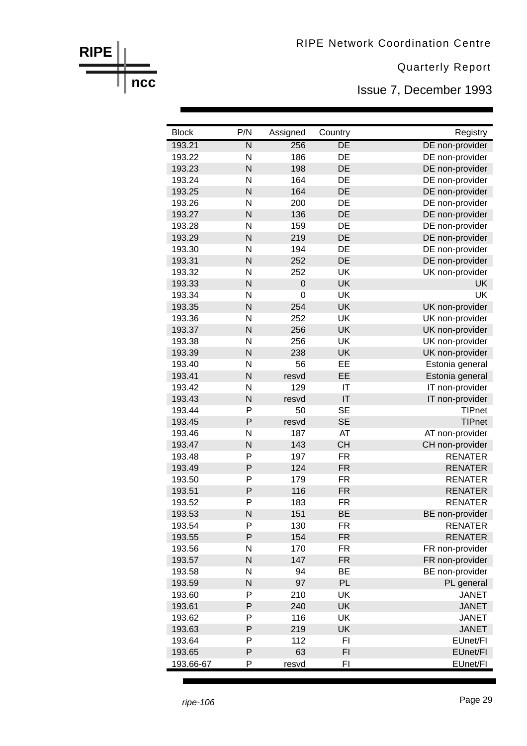| Block | P/N | Assigned | Country | Registry |
|---|---|---|---|---|
| 193.21 | N | 256 | DE | DE non-provider |
| 193.22 | N | 186 | DE | DE non-provider |
| 193.23 | N | 198 | DE | DE non-provider |
| 193.24 | N | 164 | DE | DE non-provider |
| 193.25 | N | 164 | DE | DE non-provider |
| 193.26 | N | 200 | DE | DE non-provider |
| 193.27 | N | 136 | DE | DE non-provider |
| 193.28 | N | 159 | DE | DE non-provider |
| 193.29 | N | 219 | DE | DE non-provider |
| 193.30 | N | 194 | DE | DE non-provider |
| 193.31 | N | 252 | DE | DE non-provider |
| 193.32 | N | 252 | UK | UK non-provider |
| 193.33 | N | 0 | UK | UK |
| 193.34 | N | 0 | UK | UK |
| 193.35 | N | 254 | UK | UK non-provider |
| 193.36 | N | 252 | UK | UK non-provider |
| 193.37 | N | 256 | UK | UK non-provider |
| 193.38 | N | 256 | UK | UK non-provider |
| 193.39 | N | 238 | UK | UK non-provider |
| 193.40 | N | 56 | EE | Estonia general |
| 193.41 | N | resvd | EE | Estonia general |
| 193.42 | N | 129 | IT | IT non-provider |
| 193.43 | N | resvd | IT | IT non-provider |
| 193.44 | P | 50 | SE | TIPnet |
| 193.45 | P | resvd | SE | TIPnet |
| 193.46 | N | 187 | AT | AT non-provider |
| 193.47 | N | 143 | CH | CH non-provider |
| 193.48 | P | 197 | FR | RENATER |
| 193.49 | P | 124 | FR | RENATER |
| 193.50 | P | 179 | FR | RENATER |
| 193.51 | P | 116 | FR | RENATER |
| 193.52 | P | 183 | FR | RENATER |
| 193.53 | N | 151 | BE | BE non-provider |
| 193.54 | P | 130 | FR | RENATER |
| 193.55 | P | 154 | FR | RENATER |
| 193.56 | N | 170 | FR | FR non-provider |
| 193.57 | N | 147 | FR | FR non-provider |
| 193.58 | N | 94 | BE | BE non-provider |
| 193.59 | N | 97 | PL | PL general |
| 193.60 | P | 210 | UK | JANET |
| 193.61 | P | 240 | UK | JANET |
| 193.62 | P | 116 | UK | JANET |
| 193.63 | P | 219 | UK | JANET |
| 193.64 | P | 112 | FI | EUnet/FI |
| 193.65 | P | 63 | FI | EUnet/FI |
| 193.66-67 | P | resvd | FI | EUnet/FI |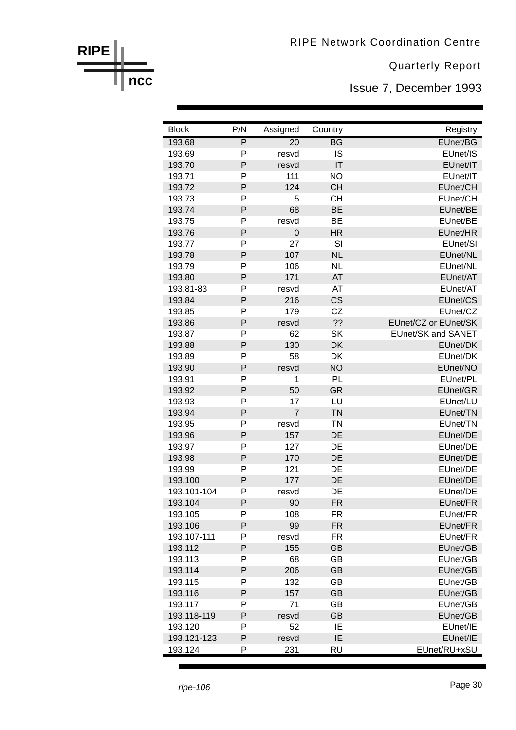| Block | P/N | Assigned | Country | Registry |
|---|---|---|---|---|
| 193.68 | P | 20 | BG | EUnet/BG |
| 193.69 | P | resvd | IS | EUnet/IS |
| 193.70 | P | resvd | IT | EUnet/IT |
| 193.71 | P | 111 | NO | EUnet/IT |
| 193.72 | P | 124 | CH | EUnet/CH |
| 193.73 | P | 5 | CH | EUnet/CH |
| 193.74 | P | 68 | BE | EUnet/BE |
| 193.75 | P | resvd | BE | EUnet/BE |
| 193.76 | P | 0 | HR | EUnet/HR |
| 193.77 | P | 27 | SI | EUnet/SI |
| 193.78 | P | 107 | NL | EUnet/NL |
| 193.79 | P | 106 | NL | EUnet/NL |
| 193.80 | P | 171 | AT | EUnet/AT |
| 193.81-83 | P | resvd | AT | EUnet/AT |
| 193.84 | P | 216 | CS | EUnet/CS |
| 193.85 | P | 179 | CZ | EUnet/CZ |
| 193.86 | P | resvd | ?? | EUnet/CZ or EUnet/SK |
| 193.87 | P | 62 | SK | EUnet/SK and SANET |
| 193.88 | P | 130 | DK | EUnet/DK |
| 193.89 | P | 58 | DK | EUnet/DK |
| 193.90 | P | resvd | NO | EUnet/NO |
| 193.91 | P | 1 | PL | EUnet/PL |
| 193.92 | P | 50 | GR | EUnet/GR |
| 193.93 | P | 17 | LU | EUnet/LU |
| 193.94 | P | 7 | TN | EUnet/TN |
| 193.95 | P | resvd | TN | EUnet/TN |
| 193.96 | P | 157 | DE | EUnet/DE |
| 193.97 | P | 127 | DE | EUnet/DE |
| 193.98 | P | 170 | DE | EUnet/DE |
| 193.99 | P | 121 | DE | EUnet/DE |
| 193.100 | P | 177 | DE | EUnet/DE |
| 193.101-104 | P | resvd | DE | EUnet/DE |
| 193.104 | P | 90 | FR | EUnet/FR |
| 193.105 | P | 108 | FR | EUnet/FR |
| 193.106 | P | 99 | FR | EUnet/FR |
| 193.107-111 | P | resvd | FR | EUnet/FR |
| 193.112 | P | 155 | GB | EUnet/GB |
| 193.113 | P | 68 | GB | EUnet/GB |
| 193.114 | P | 206 | GB | EUnet/GB |
| 193.115 | P | 132 | GB | EUnet/GB |
| 193.116 | P | 157 | GB | EUnet/GB |
| 193.117 | P | 71 | GB | EUnet/GB |
| 193.118-119 | P | resvd | GB | EUnet/GB |
| 193.120 | P | 52 | IE | EUnet/IE |
| 193.121-123 | P | resvd | IE | EUnet/IE |
| 193.124 | P | 231 | RU | EUnet/RU+xSU |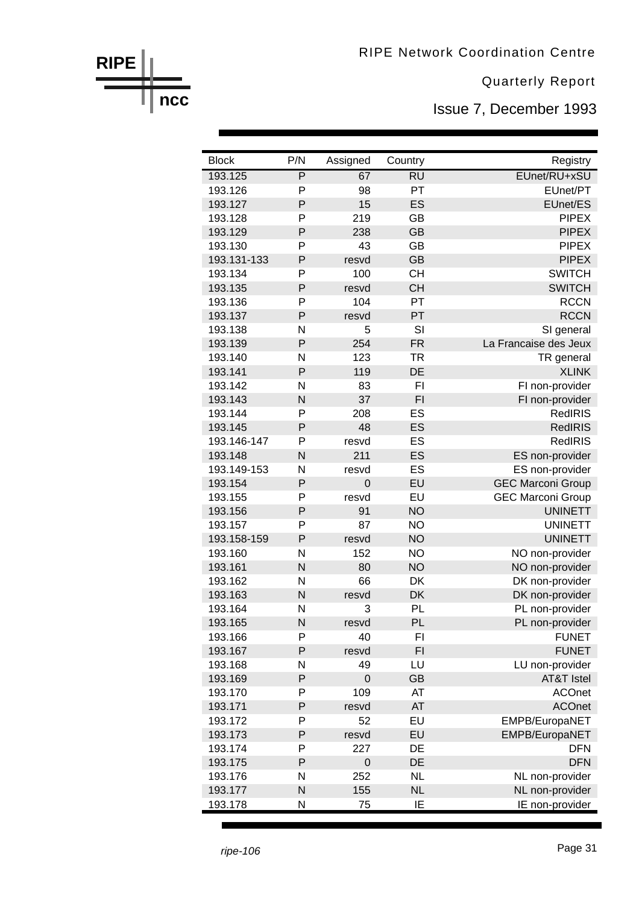| Block | P/N | Assigned | Country | Registry |
|---|---|---|---|---|
| 193.125 | P | 67 | RU | EUnet/RU+xSU |
| 193.126 | P | 98 | PT | EUnet/PT |
| 193.127 | P | 15 | ES | EUnet/ES |
| 193.128 | P | 219 | GB | PIPEX |
| 193.129 | P | 238 | GB | PIPEX |
| 193.130 | P | 43 | GB | PIPEX |
| 193.131-133 | P | resvd | GB | PIPEX |
| 193.134 | P | 100 | CH | SWITCH |
| 193.135 | P | resvd | CH | SWITCH |
| 193.136 | P | 104 | PT | RCCN |
| 193.137 | P | resvd | PT | RCCN |
| 193.138 | N | 5 | SI | SI general |
| 193.139 | P | 254 | FR | La Francaise des Jeux |
| 193.140 | N | 123 | TR | TR general |
| 193.141 | P | 119 | DE | XLINK |
| 193.142 | N | 83 | FI | FI non-provider |
| 193.143 | N | 37 | FI | FI non-provider |
| 193.144 | P | 208 | ES | RedIRIS |
| 193.145 | P | 48 | ES | RedIRIS |
| 193.146-147 | P | resvd | ES | RedIRIS |
| 193.148 | N | 211 | ES | ES non-provider |
| 193.149-153 | N | resvd | ES | ES non-provider |
| 193.154 | P | 0 | EU | GEC Marconi Group |
| 193.155 | P | resvd | EU | GEC Marconi Group |
| 193.156 | P | 91 | NO | UNINETT |
| 193.157 | P | 87 | NO | UNINETT |
| 193.158-159 | P | resvd | NO | UNINETT |
| 193.160 | N | 152 | NO | NO non-provider |
| 193.161 | N | 80 | NO | NO non-provider |
| 193.162 | N | 66 | DK | DK non-provider |
| 193.163 | N | resvd | DK | DK non-provider |
| 193.164 | N | 3 | PL | PL non-provider |
| 193.165 | N | resvd | PL | PL non-provider |
| 193.166 | P | 40 | FI | FUNET |
| 193.167 | P | resvd | FI | FUNET |
| 193.168 | N | 49 | LU | LU non-provider |
| 193.169 | P | 0 | GB | AT&T Istel |
| 193.170 | P | 109 | AT | ACOnet |
| 193.171 | P | resvd | AT | ACOnet |
| 193.172 | P | 52 | EU | EMPB/EuropaNET |
| 193.173 | P | resvd | EU | EMPB/EuropaNET |
| 193.174 | P | 227 | DE | DFN |
| 193.175 | P | 0 | DE | DFN |
| 193.176 | N | 252 | NL | NL non-provider |
| 193.177 | N | 155 | NL | NL non-provider |
| 193.178 | N | 75 | IE | IE non-provider |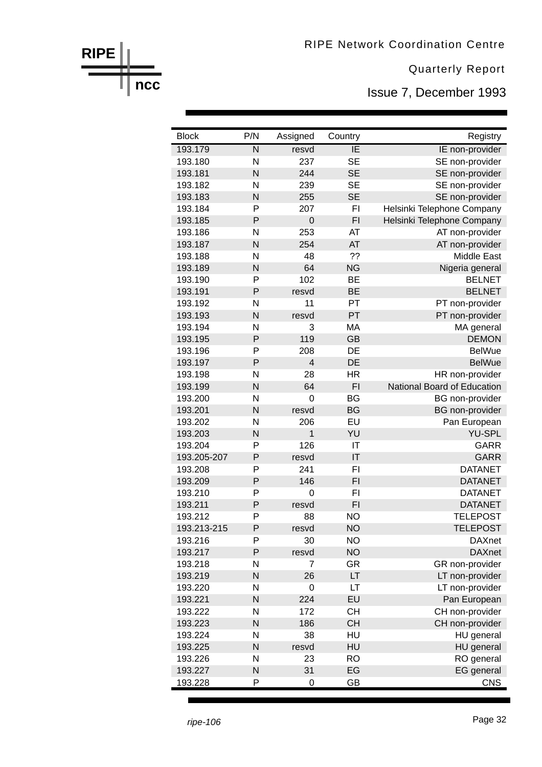| Block | P/N | Assigned | Country | Registry |
|---|---|---|---|---|
| 193.179 | N | resvd | IE | IE non-provider |
| 193.180 | N | 237 | SE | SE non-provider |
| 193.181 | N | 244 | SE | SE non-provider |
| 193.182 | N | 239 | SE | SE non-provider |
| 193.183 | N | 255 | SE | SE non-provider |
| 193.184 | P | 207 | FI | Helsinki Telephone Company |
| 193.185 | P | 0 | FI | Helsinki Telephone Company |
| 193.186 | N | 253 | AT | AT non-provider |
| 193.187 | N | 254 | AT | AT non-provider |
| 193.188 | N | 48 | ?? | Middle East |
| 193.189 | N | 64 | NG | Nigeria general |
| 193.190 | P | 102 | BE | BELNET |
| 193.191 | P | resvd | BE | BELNET |
| 193.192 | N | 11 | PT | PT non-provider |
| 193.193 | N | resvd | PT | PT non-provider |
| 193.194 | N | 3 | MA | MA general |
| 193.195 | P | 119 | GB | DEMON |
| 193.196 | P | 208 | DE | BelWue |
| 193.197 | P | 4 | DE | BelWue |
| 193.198 | N | 28 | HR | HR non-provider |
| 193.199 | N | 64 | FI | National Board of Education |
| 193.200 | N | 0 | BG | BG non-provider |
| 193.201 | N | resvd | BG | BG non-provider |
| 193.202 | N | 206 | EU | Pan European |
| 193.203 | N | 1 | YU | YU-SPL |
| 193.204 | P | 126 | IT | GARR |
| 193.205-207 | P | resvd | IT | GARR |
| 193.208 | P | 241 | FI | DATANET |
| 193.209 | P | 146 | FI | DATANET |
| 193.210 | P | 0 | FI | DATANET |
| 193.211 | P | resvd | FI | DATANET |
| 193.212 | P | 88 | NO | TELEPOST |
| 193.213-215 | P | resvd | NO | TELEPOST |
| 193.216 | P | 30 | NO | DAXnet |
| 193.217 | P | resvd | NO | DAXnet |
| 193.218 | N | 7 | GR | GR non-provider |
| 193.219 | N | 26 | LT | LT non-provider |
| 193.220 | N | 0 | LT | LT non-provider |
| 193.221 | N | 224 | EU | Pan European |
| 193.222 | N | 172 | CH | CH non-provider |
| 193.223 | N | 186 | CH | CH non-provider |
| 193.224 | N | 38 | HU | HU general |
| 193.225 | N | resvd | HU | HU general |
| 193.226 | N | 23 | RO | RO general |
| 193.227 | N | 31 | EG | EG general |
| 193.228 | P | 0 | GB | CNS |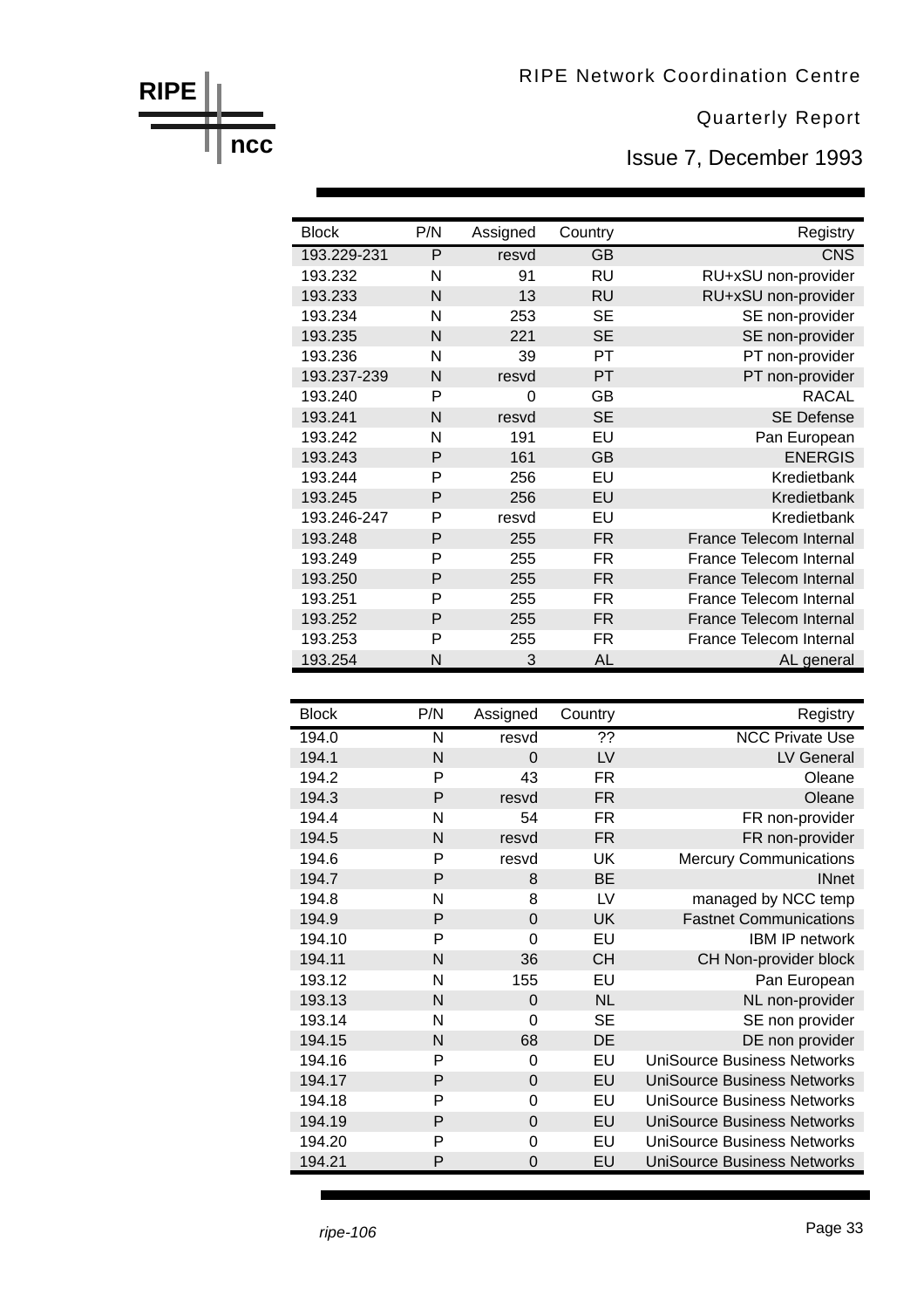| Block | P/N | Assigned | Country | Registry |
|---|---|---|---|---|
| 193.229-231 | P | resvd | GB | CNS |
| 193.232 | N | 91 | RU | RU+xSU non-provider |
| 193.233 | N | 13 | RU | RU+xSU non-provider |
| 193.234 | N | 253 | SE | SE non-provider |
| 193.235 | N | 221 | SE | SE non-provider |
| 193.236 | N | 39 | PT | PT non-provider |
| 193.237-239 | N | resvd | PT | PT non-provider |
| 193.240 | P | 0 | GB | RACAL |
| 193.241 | N | resvd | SE | SE Defense |
| 193.242 | N | 191 | EU | Pan European |
| 193.243 | P | 161 | GB | ENERGIS |
| 193.244 | P | 256 | EU | Kredietbank |
| 193.245 | P | 256 | EU | Kredietbank |
| 193.246-247 | P | resvd | EU | Kredietbank |
| 193.248 | P | 255 | FR | France Telecom Internal |
| 193.249 | P | 255 | FR | France Telecom Internal |
| 193.250 | P | 255 | FR | France Telecom Internal |
| 193.251 | P | 255 | FR | France Telecom Internal |
| 193.252 | P | 255 | FR | France Telecom Internal |
| 193.253 | P | 255 | FR | France Telecom Internal |
| 193.254 | N | 3 | AL | AL general |

| Block | P/N | Assigned | Country | Registry |
|---|---|---|---|---|
| 194.0 | N | resvd | ?? | NCC Private Use |
| 194.1 | N | 0 | LV | LV General |
| 194.2 | P | 43 | FR | Oleane |
| 194.3 | P | resvd | FR | Oleane |
| 194.4 | N | 54 | FR | FR non-provider |
| 194.5 | N | resvd | FR | FR non-provider |
| 194.6 | P | resvd | UK | Mercury Communications |
| 194.7 | P | 8 | BE | INnet |
| 194.8 | N | 8 | LV | managed by NCC temp |
| 194.9 | P | 0 | UK | Fastnet Communications |
| 194.10 | P | 0 | EU | IBM IP network |
| 194.11 | N | 36 | CH | CH Non-provider block |
| 193.12 | N | 155 | EU | Pan European |
| 193.13 | N | 0 | NL | NL non-provider |
| 193.14 | N | 0 | SE | SE non provider |
| 194.15 | N | 68 | DE | DE non provider |
| 194.16 | P | 0 | EU | UniSource Business Networks |
| 194.17 | P | 0 | EU | UniSource Business Networks |
| 194.18 | P | 0 | EU | UniSource Business Networks |
| 194.19 | P | 0 | EU | UniSource Business Networks |
| 194.20 | P | 0 | EU | UniSource Business Networks |
| 194.21 | P | 0 | EU | UniSource Business Networks |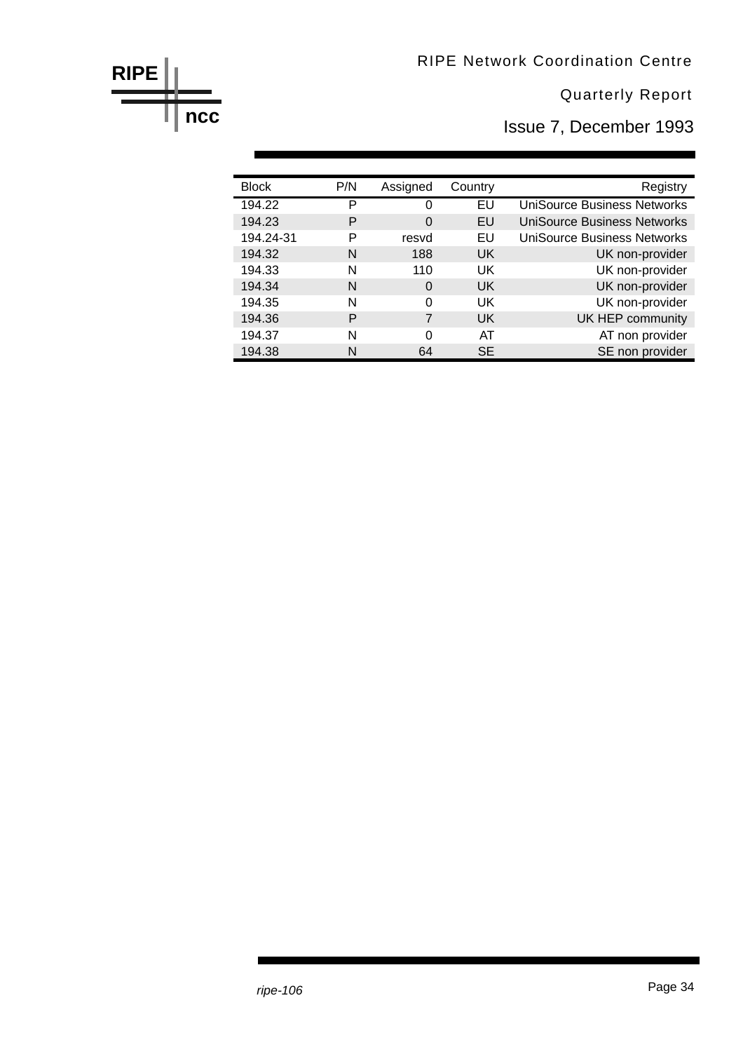| Block | P/N | Assigned | Country | Registry |
|---|---|---|---|---|
| 194.22 | P | 0 | EU | UniSource Business Networks |
| 194.23 | P | 0 | EU | UniSource Business Networks |
| 194.24-31 | P | resvd | EU | UniSource Business Networks |
| 194.32 | N | 188 | UK | UK non-provider |
| 194.33 | N | 110 | UK | UK non-provider |
| 194.34 | N | 0 | UK | UK non-provider |
| 194.35 | N | 0 | UK | UK non-provider |
| 194.36 | P | 7 | UK | UK HEP community |
| 194.37 | N | 0 | AT | AT non provider |
| 194.38 | N | 64 | SE | SE non provider |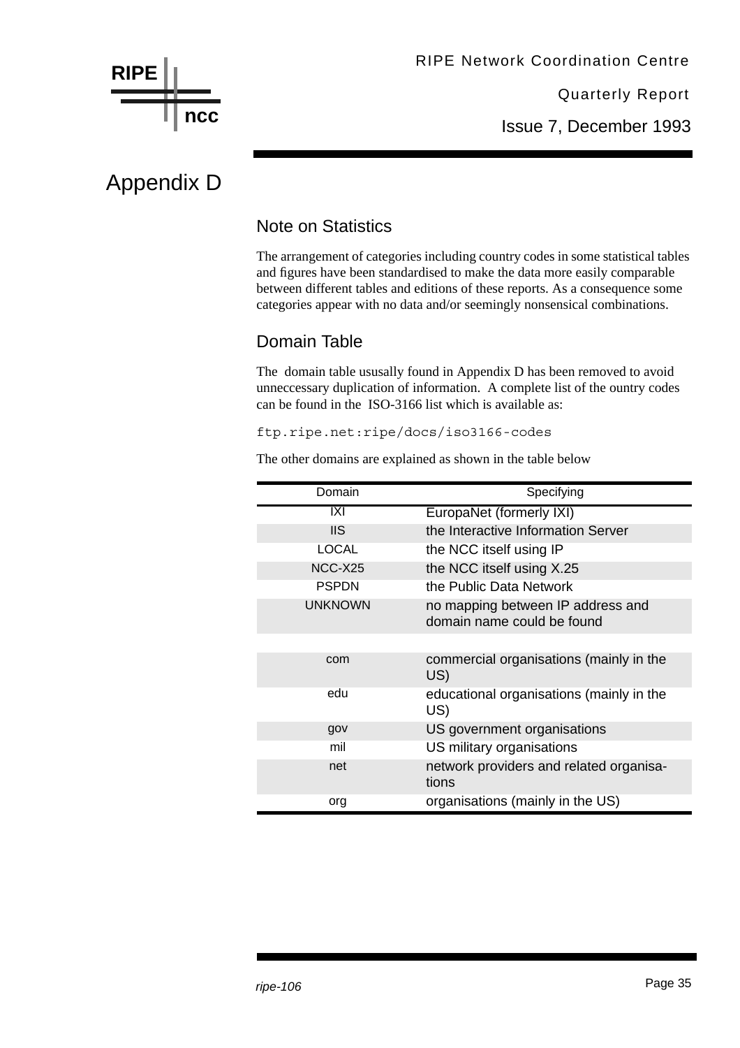# Appendix D

## Note on Statistics

The arrangement of categories including country codes in some statistical tables and figures have been standardised to make the data more easily comparable between different tables and editions of these reports. As a consequence some categories appear with no data and/or seemingly nonsensical combinations.

## Domain Table

The domain table ususally found in Appendix D has been removed to avoid unneccessary duplication of information. A complete list of the ountry codes can be found in the ISO-3166 list which is available as:

```
ftp.ripe.net:ripe/docs/iso3166-codes
```

The other domains are explained as shown in the table below

| Domain | Specifying |
|---|---|
| IXI | EuropaNet (formerly IXI) |
| IIS | the Interactive Information Server |
| LOCAL | the NCC itself using IP |
| NCC-X25 | the NCC itself using X.25 |
| PSPDN | the Public Data Network |
| UNKNOWN | no mapping between IP address and domain name could be found |
| | |
| com | commercial organisations (mainly in the US) |
| edu | educational organisations (mainly in the US) |
| gov | US government organisations |
| mil | US military organisations |
| net | network providers and related organisa-tions |
| org | organisations (mainly in the US) |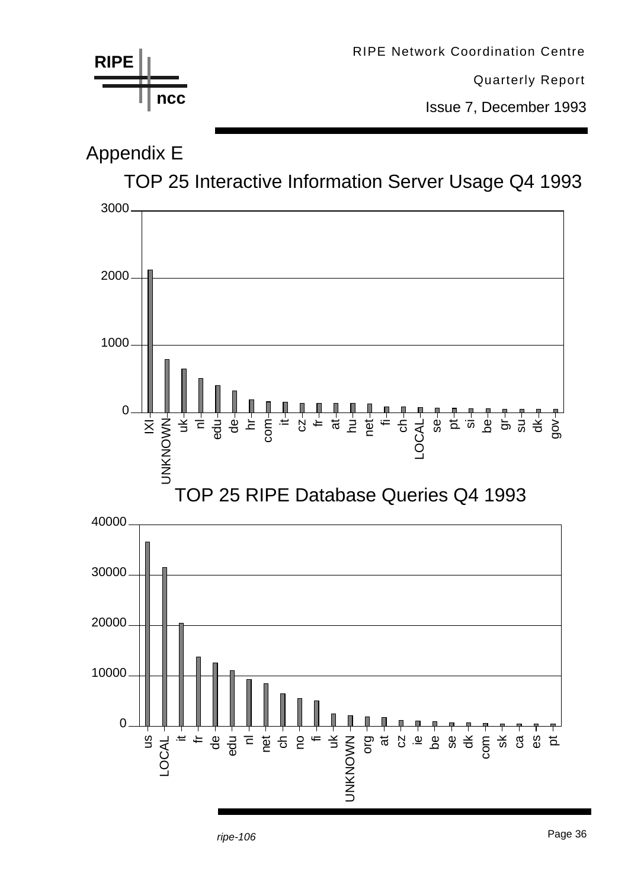# Appendix E

## TOP 25 Interactive Information Server Usage Q4 1993

3000
2000
1000
0

IXI, UNKNOWN, uk, nl, edu, de, hr, com, it, cz, fr, at, hu, net, fi, ch, LOCAL, se, pt, si, be, gr, su, dk, gov

## TOP 25 RIPE Database Queries Q4 1993

40000
30000
20000
10000
0

us, LOCAL, it, fr, de, edu, nl, net, ch, no, fi, uk, UNKNOWN, org, at, cz, ie, be, se, dk, com, sk, ca, es, pt

*ripe-106*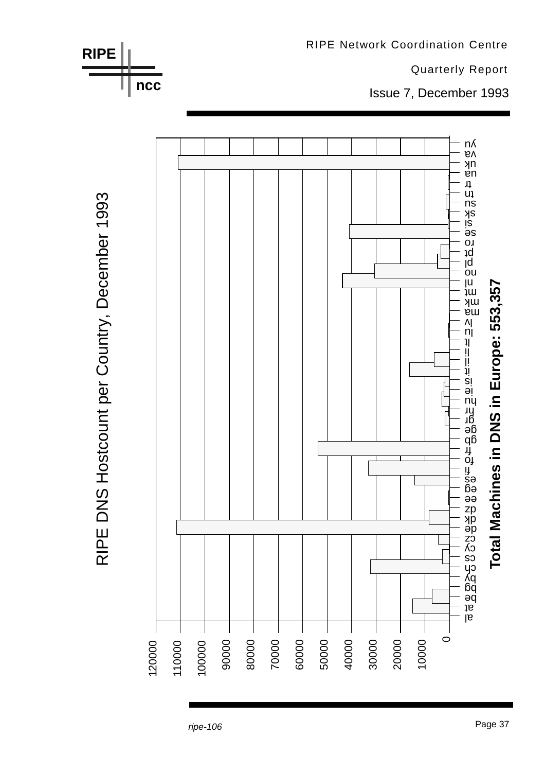RIPE Network Coordination Centre

Quarterly Report

Issue 7, December 1993

## RIPE DNS Hostcount per Country, December 1993

**Total Machines in DNS in Europe: 553,357**

al, at, be, bg, by, ch, cs, cy, cz, de, dk, dz, ee, eg, es, fi, fo, fr, gb, ge, gr, hu, ie, is, it, il, li, lt, lu, lv, ma, mk, mt, nl, no, pl, pt, ro, se, si, sk, su, tn, tr, ua, uk, va, yu

0, 10000, 20000, 30000, 40000, 50000, 60000, 70000, 80000, 90000, 100000, 110000, 120000

ripe-106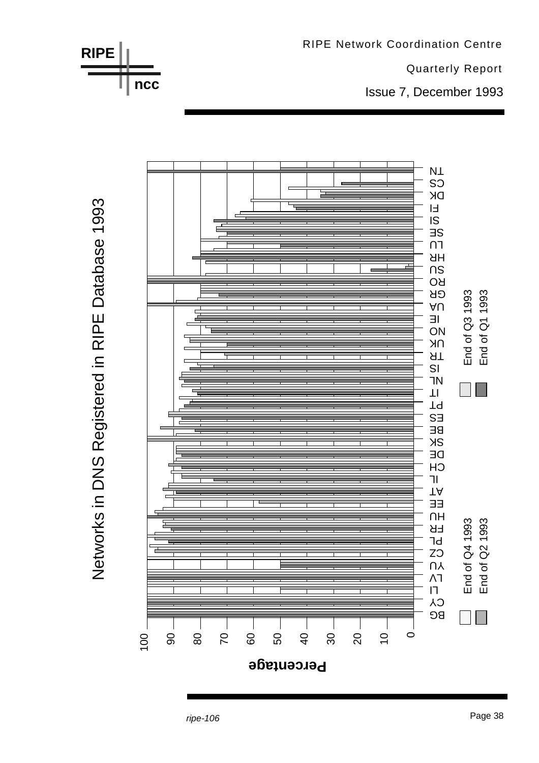Networks in DNS Registered in RIPE Database 1993

Percentage

100
90
80
70
60
50
40
30
20
10
0

TN
CS
DK
FI
SI
SE
LU
HR
SU
RO
GR
UA
IE
NO
UK
TR
IS
NL
IT
PT
ES
BE
SK
DE
CH
IL
AT
EE
HU
FR
PL
CZ
YU
LV
LI
CY
BG

End of Q3 1993
End of Q1 1993
End of Q4 1993
End of Q2 1993